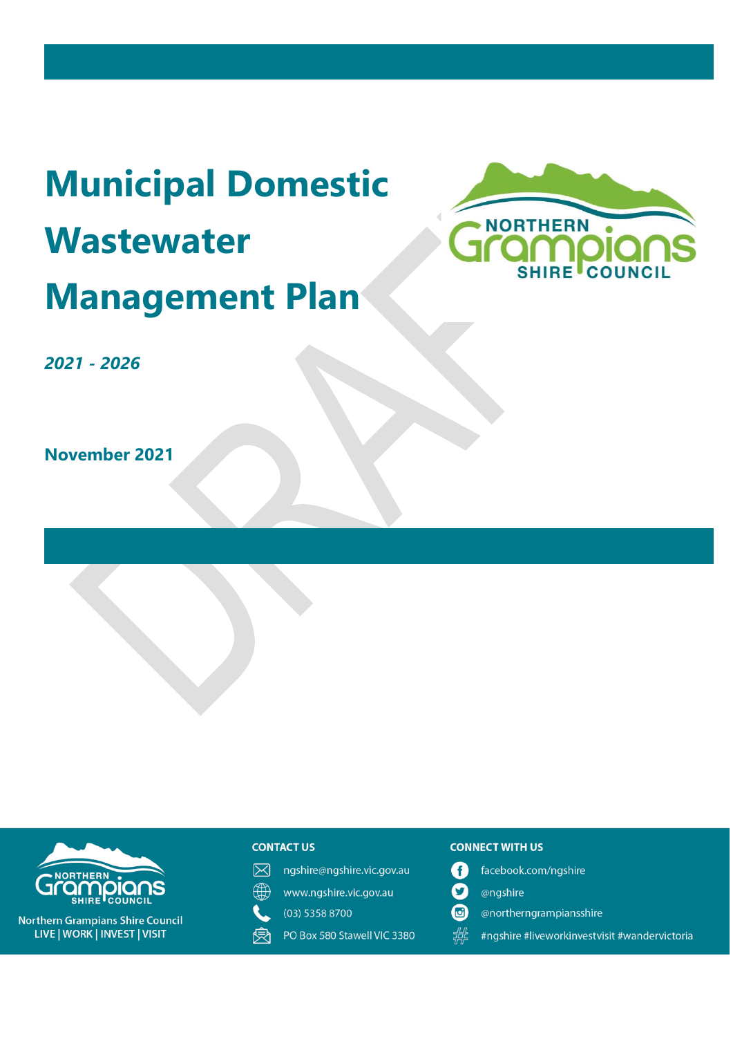# Municipal Domestic Wastewater Management Plan

*2021 - 2026*

**November 2021**

Northern Grampians Shire Council
LIVE | WORK | INVEST | VISIT

**CONTACT US**

ngshire@ngshire.vic.gov.au

www.ngshire.vic.gov.au

(03) 5358 8700

PO Box 580 Stawell VIC 3380

**CONNECT WITH US**

facebook.com/ngshire

@ngshire

@northerngrampiansshire

#ngshire #liveworkinvestvisit #wandervictoria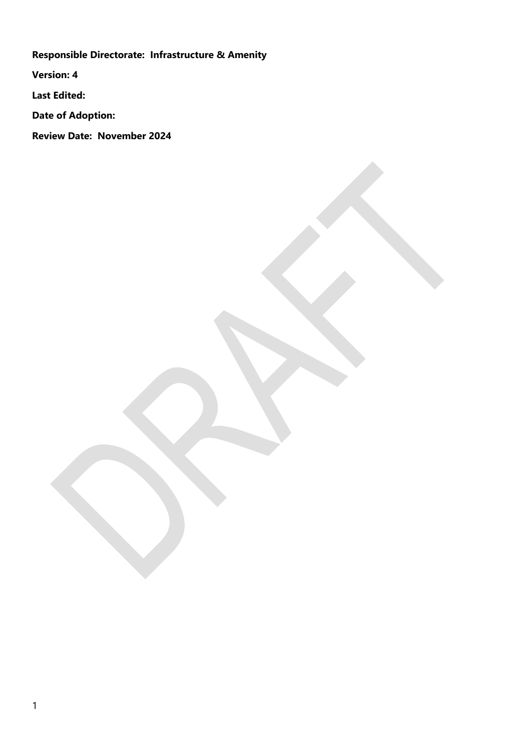**Responsible Directorate: Infrastructure & Amenity**

**Version: 4**

**Last Edited:**

**Date of Adoption:**

**Review Date: November 2024**

DRAFT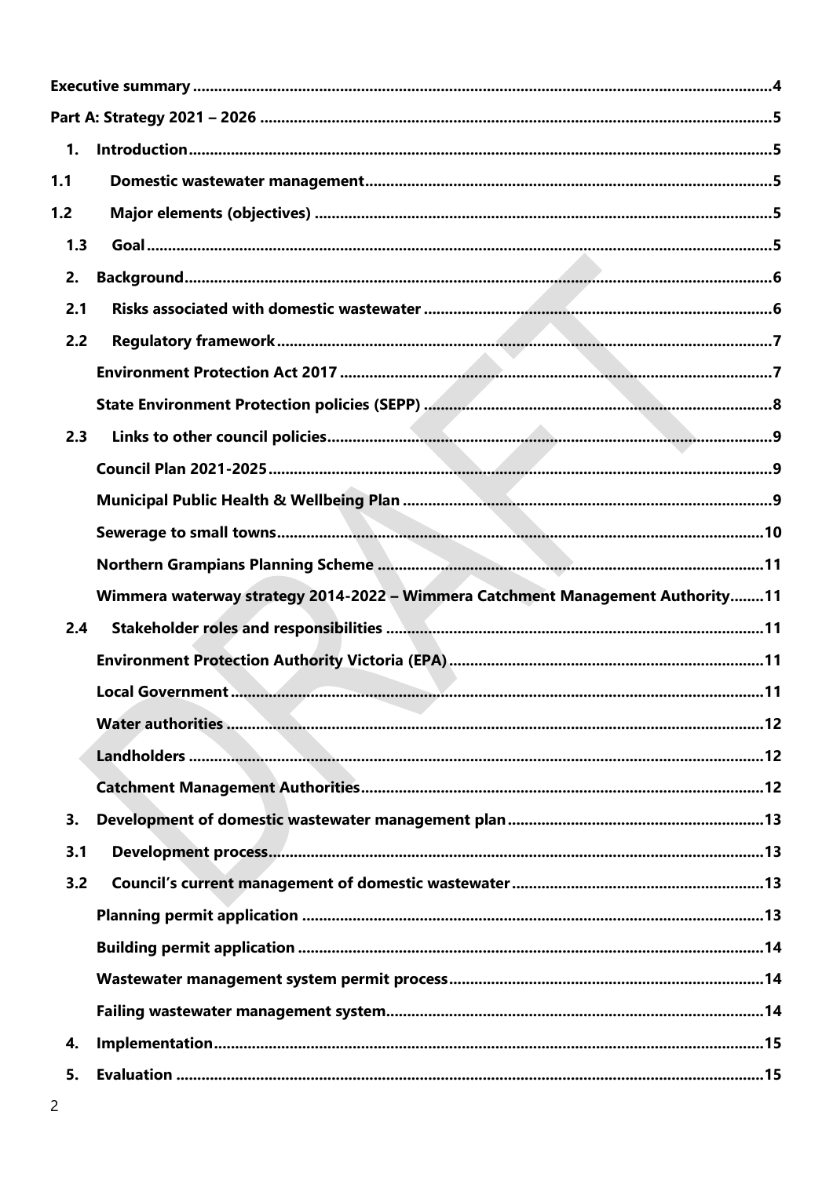**Executive summary** ........................................................................................................................ 4

**Part A: Strategy 2021 – 2026** ........................................................................................................ 5

**1. Introduction** ................................................................................................................................ 5

**1.1 Domestic wastewater management** ................................................................................ 5

**1.2 Major elements (objectives)** ............................................................................................ 5

**1.3 Goal** ............................................................................................................................................ 5

**2. Background** ................................................................................................................................. 6

**2.1 Risks associated with domestic wastewater** .................................................................. 6

**2.2 Regulatory framework** ........................................................................................................ 7

**Environment Protection Act 2017** ........................................................................................... 7

**State Environment Protection policies (SEPP)** ...................................................................... 8

**2.3 Links to other council policies** ........................................................................................... 9

**Council Plan 2021-2025** ............................................................................................................ 9

**Municipal Public Health & Wellbeing Plan** ............................................................................ 9

**Sewerage to small towns** ........................................................................................................ 10

**Northern Grampians Planning Scheme** ................................................................................ 11

**Wimmera waterway strategy 2014-2022 – Wimmera Catchment Management Authority** ........ 11

**2.4 Stakeholder roles and responsibilities** ............................................................................. 11

**Environment Protection Authority Victoria (EPA)** ............................................................... 11

**Local Government** ................................................................................................................... 11

**Water authorities** .................................................................................................................... 12

**Landholders** ............................................................................................................................. 12

**Catchment Management Authorities** ................................................................................... 12

**3. Development of domestic wastewater management plan** ............................................... 13

**3.1 Development process** ........................................................................................................ 13

**3.2 Council's current management of domestic wastewater** .............................................. 13

**Planning permit application** ................................................................................................. 13

**Building permit application** .................................................................................................. 14

**Wastewater management system permit process** ............................................................ 14

**Failing wastewater management system** ............................................................................. 14

**4. Implementation** ........................................................................................................................ 15

**5. Evaluation** ................................................................................................................................. 15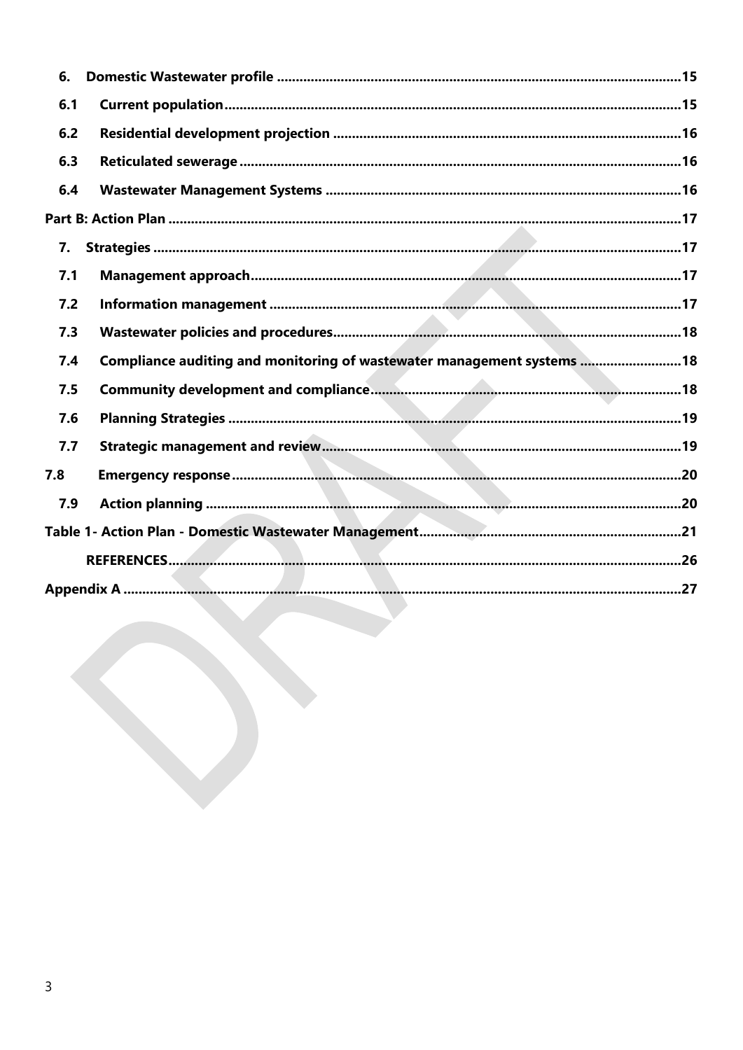6. Domestic Wastewater profile .....15

6.1 Current population .....15

6.2 Residential development projection .....16

6.3 Reticulated sewerage .....16

6.4 Wastewater Management Systems .....16

Part B: Action Plan .....17

7. Strategies .....17

7.1 Management approach .....17

7.2 Information management .....17

7.3 Wastewater policies and procedures .....18

7.4 Compliance auditing and monitoring of wastewater management systems .....18

7.5 Community development and compliance .....18

7.6 Planning Strategies .....19

7.7 Strategic management and review .....19

7.8 Emergency response .....20

7.9 Action planning .....20

Table 1- Action Plan - Domestic Wastewater Management .....21

REFERENCES .....26

Appendix A .....27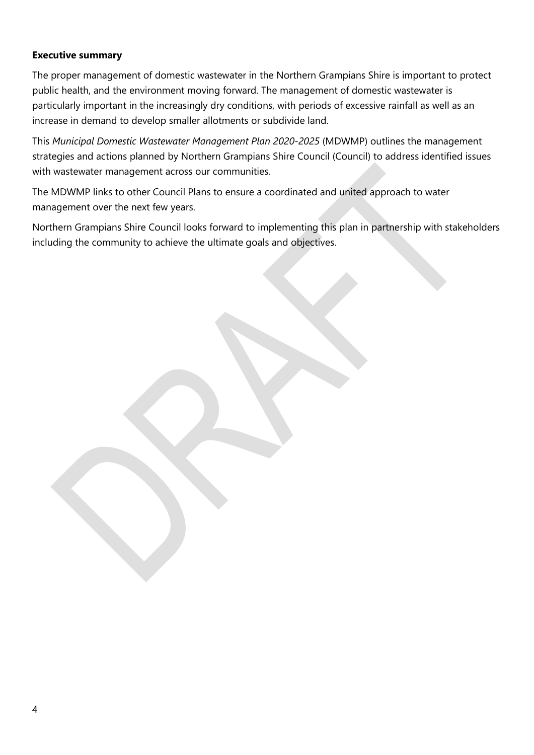## Executive summary

The proper management of domestic wastewater in the Northern Grampians Shire is important to protect public health, and the environment moving forward. The management of domestic wastewater is particularly important in the increasingly dry conditions, with periods of excessive rainfall as well as an increase in demand to develop smaller allotments or subdivide land.

This *Municipal Domestic Wastewater Management Plan 2020-2025* (MDWMP) outlines the management strategies and actions planned by Northern Grampians Shire Council (Council) to address identified issues with wastewater management across our communities.

The MDWMP links to other Council Plans to ensure a coordinated and united approach to water management over the next few years.

Northern Grampians Shire Council looks forward to implementing this plan in partnership with stakeholders including the community to achieve the ultimate goals and objectives.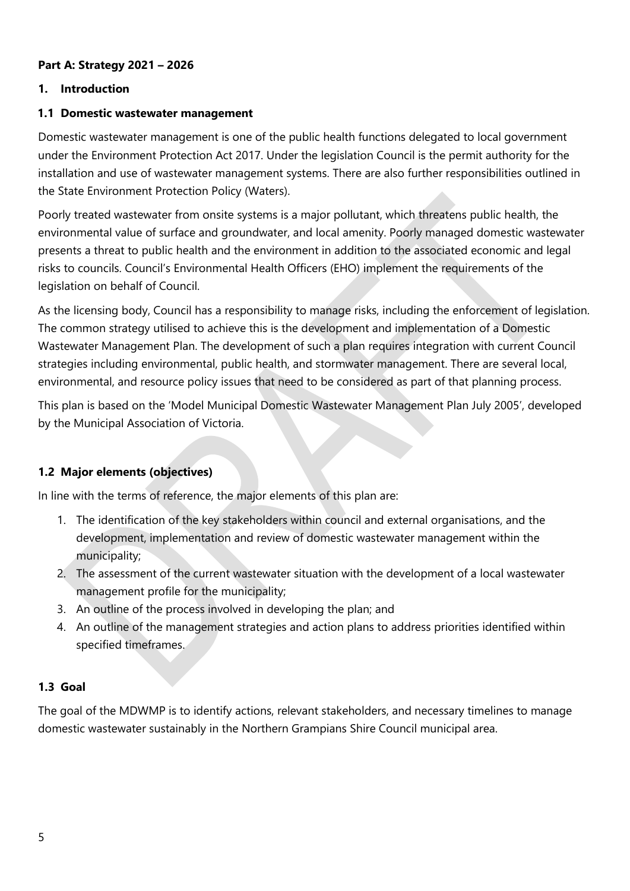**Part A: Strategy 2021 – 2026**

## 1. Introduction

### 1.1 Domestic wastewater management

Domestic wastewater management is one of the public health functions delegated to local government under the Environment Protection Act 2017. Under the legislation Council is the permit authority for the installation and use of wastewater management systems. There are also further responsibilities outlined in the State Environment Protection Policy (Waters).

Poorly treated wastewater from onsite systems is a major pollutant, which threatens public health, the environmental value of surface and groundwater, and local amenity. Poorly managed domestic wastewater presents a threat to public health and the environment in addition to the associated economic and legal risks to councils. Council's Environmental Health Officers (EHO) implement the requirements of the legislation on behalf of Council.

As the licensing body, Council has a responsibility to manage risks, including the enforcement of legislation. The common strategy utilised to achieve this is the development and implementation of a Domestic Wastewater Management Plan. The development of such a plan requires integration with current Council strategies including environmental, public health, and stormwater management. There are several local, environmental, and resource policy issues that need to be considered as part of that planning process.

This plan is based on the 'Model Municipal Domestic Wastewater Management Plan July 2005', developed by the Municipal Association of Victoria.

### 1.2 Major elements (objectives)

In line with the terms of reference, the major elements of this plan are:

1. The identification of the key stakeholders within council and external organisations, and the development, implementation and review of domestic wastewater management within the municipality;
2. The assessment of the current wastewater situation with the development of a local wastewater management profile for the municipality;
3. An outline of the process involved in developing the plan; and
4. An outline of the management strategies and action plans to address priorities identified within specified timeframes.

### 1.3 Goal

The goal of the MDWMP is to identify actions, relevant stakeholders, and necessary timelines to manage domestic wastewater sustainably in the Northern Grampians Shire Council municipal area.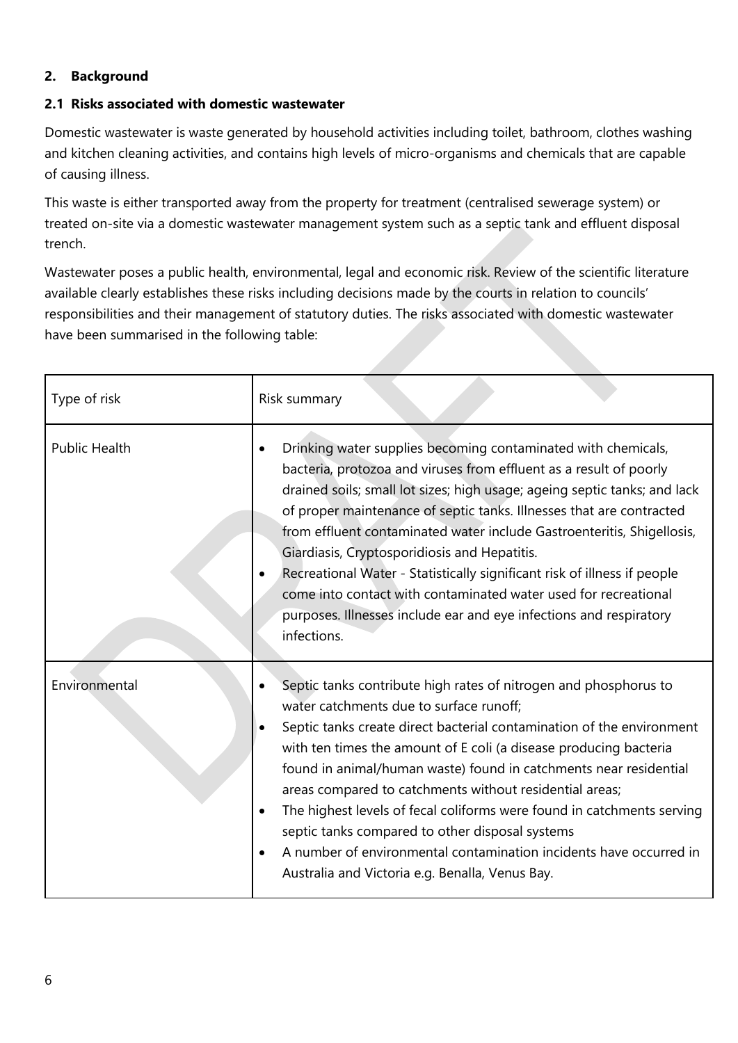## 2. Background

### 2.1 Risks associated with domestic wastewater

Domestic wastewater is waste generated by household activities including toilet, bathroom, clothes washing and kitchen cleaning activities, and contains high levels of micro-organisms and chemicals that are capable of causing illness.

This waste is either transported away from the property for treatment (centralised sewerage system) or treated on-site via a domestic wastewater management system such as a septic tank and effluent disposal trench.

Wastewater poses a public health, environmental, legal and economic risk. Review of the scientific literature available clearly establishes these risks including decisions made by the courts in relation to councils' responsibilities and their management of statutory duties. The risks associated with domestic wastewater have been summarised in the following table:

| Type of risk | Risk summary |
| --- | --- |
| Public Health | • Drinking water supplies becoming contaminated with chemicals, bacteria, protozoa and viruses from effluent as a result of poorly drained soils; small lot sizes; high usage; ageing septic tanks; and lack of proper maintenance of septic tanks. Illnesses that are contracted from effluent contaminated water include Gastroenteritis, Shigellosis, Giardiasis, Cryptosporidiosis and Hepatitis.<br>• Recreational Water - Statistically significant risk of illness if people come into contact with contaminated water used for recreational purposes. Illnesses include ear and eye infections and respiratory infections. |
| Environmental | • Septic tanks contribute high rates of nitrogen and phosphorus to water catchments due to surface runoff;<br>• Septic tanks create direct bacterial contamination of the environment with ten times the amount of E coli (a disease producing bacteria found in animal/human waste) found in catchments near residential areas compared to catchments without residential areas;<br>• The highest levels of fecal coliforms were found in catchments serving septic tanks compared to other disposal systems<br>• A number of environmental contamination incidents have occurred in Australia and Victoria e.g. Benalla, Venus Bay. |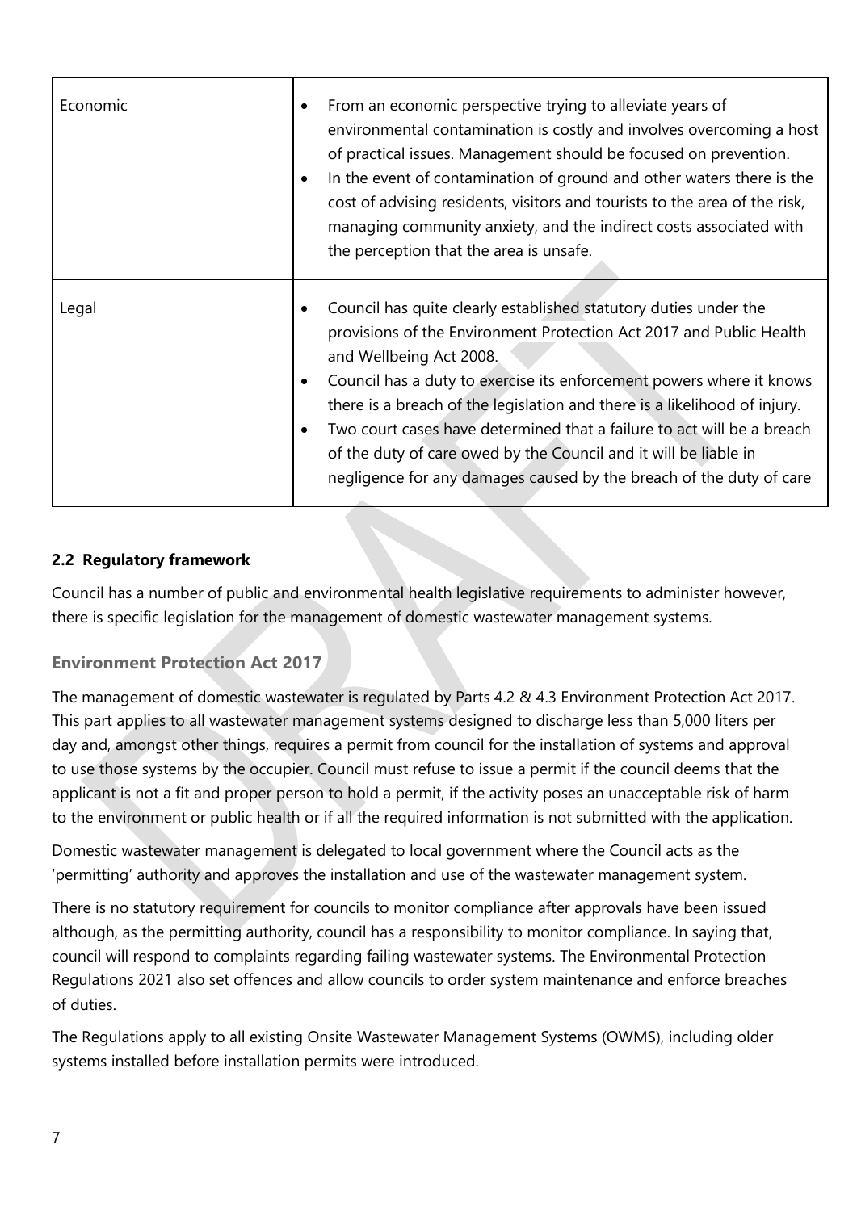| | |
|---|---|
| Economic | • From an economic perspective trying to alleviate years of environmental contamination is costly and involves overcoming a host of practical issues. Management should be focused on prevention.<br>• In the event of contamination of ground and other waters there is the cost of advising residents, visitors and tourists to the area of the risk, managing community anxiety, and the indirect costs associated with the perception that the area is unsafe. |
| Legal | • Council has quite clearly established statutory duties under the provisions of the Environment Protection Act 2017 and Public Health and Wellbeing Act 2008.<br>• Council has a duty to exercise its enforcement powers where it knows there is a breach of the legislation and there is a likelihood of injury.<br>• Two court cases have determined that a failure to act will be a breach of the duty of care owed by the Council and it will be liable in negligence for any damages caused by the breach of the duty of care |

### 2.2 Regulatory framework

Council has a number of public and environmental health legislative requirements to administer however, there is specific legislation for the management of domestic wastewater management systems.

#### Environment Protection Act 2017

The management of domestic wastewater is regulated by Parts 4.2 & 4.3 Environment Protection Act 2017. This part applies to all wastewater management systems designed to discharge less than 5,000 liters per day and, amongst other things, requires a permit from council for the installation of systems and approval to use those systems by the occupier. Council must refuse to issue a permit if the council deems that the applicant is not a fit and proper person to hold a permit, if the activity poses an unacceptable risk of harm to the environment or public health or if all the required information is not submitted with the application.

Domestic wastewater management is delegated to local government where the Council acts as the 'permitting' authority and approves the installation and use of the wastewater management system.

There is no statutory requirement for councils to monitor compliance after approvals have been issued although, as the permitting authority, council has a responsibility to monitor compliance. In saying that, council will respond to complaints regarding failing wastewater systems. The Environmental Protection Regulations 2021 also set offences and allow councils to order system maintenance and enforce breaches of duties.

The Regulations apply to all existing Onsite Wastewater Management Systems (OWMS), including older systems installed before installation permits were introduced.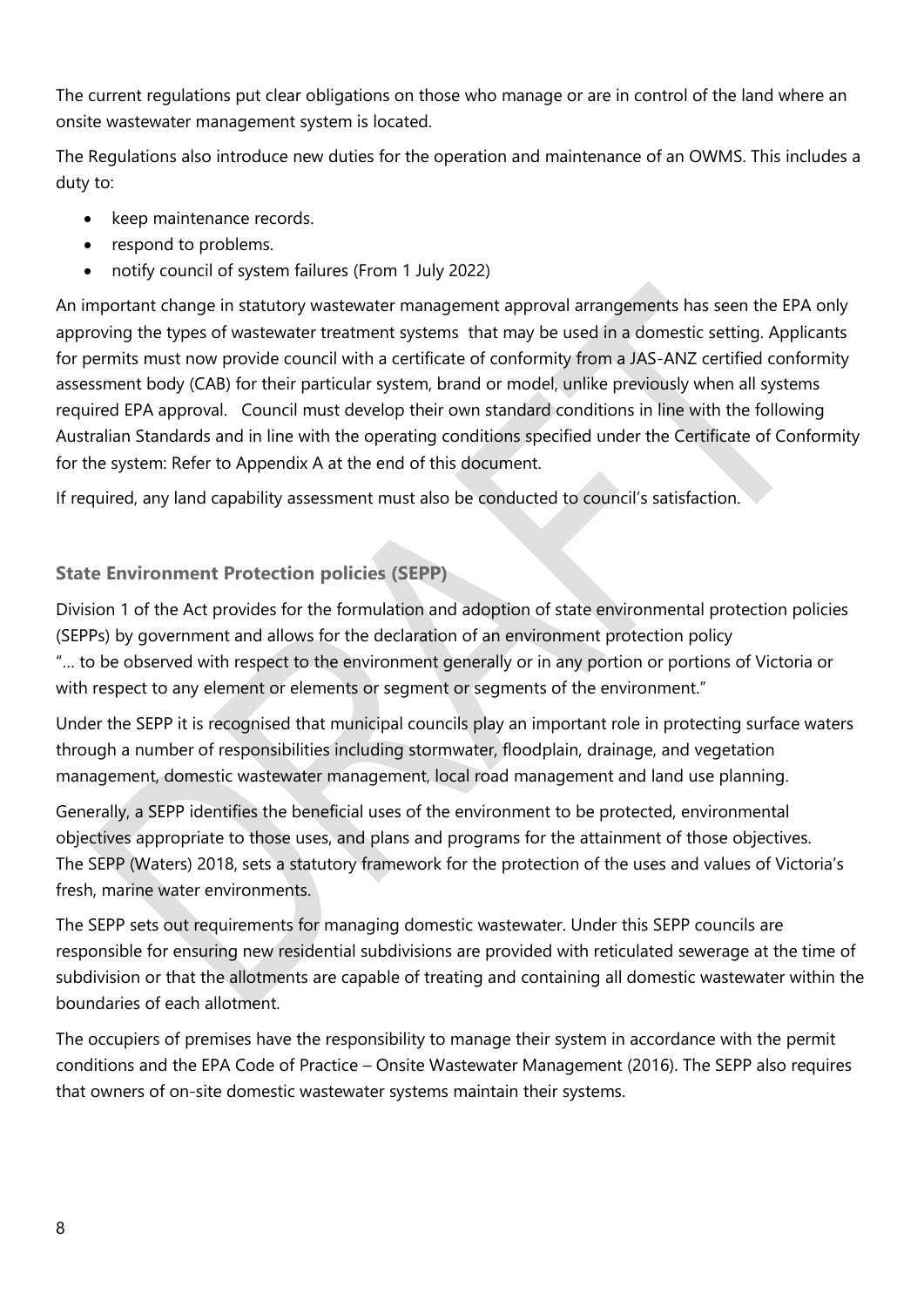The current regulations put clear obligations on those who manage or are in control of the land where an onsite wastewater management system is located.

The Regulations also introduce new duties for the operation and maintenance of an OWMS. This includes a duty to:

- keep maintenance records.
- respond to problems.
- notify council of system failures (From 1 July 2022)

An important change in statutory wastewater management approval arrangements has seen the EPA only approving the types of wastewater treatment systems that may be used in a domestic setting. Applicants for permits must now provide council with a certificate of conformity from a JAS-ANZ certified conformity assessment body (CAB) for their particular system, brand or model, unlike previously when all systems required EPA approval. Council must develop their own standard conditions in line with the following Australian Standards and in line with the operating conditions specified under the Certificate of Conformity for the system: Refer to Appendix A at the end of this document.

If required, any land capability assessment must also be conducted to council's satisfaction.

### State Environment Protection policies (SEPP)

Division 1 of the Act provides for the formulation and adoption of state environmental protection policies (SEPPs) by government and allows for the declaration of an environment protection policy "… to be observed with respect to the environment generally or in any portion or portions of Victoria or with respect to any element or elements or segment or segments of the environment."

Under the SEPP it is recognised that municipal councils play an important role in protecting surface waters through a number of responsibilities including stormwater, floodplain, drainage, and vegetation management, domestic wastewater management, local road management and land use planning.

Generally, a SEPP identifies the beneficial uses of the environment to be protected, environmental objectives appropriate to those uses, and plans and programs for the attainment of those objectives. The SEPP (Waters) 2018, sets a statutory framework for the protection of the uses and values of Victoria's fresh, marine water environments.

The SEPP sets out requirements for managing domestic wastewater. Under this SEPP councils are responsible for ensuring new residential subdivisions are provided with reticulated sewerage at the time of subdivision or that the allotments are capable of treating and containing all domestic wastewater within the boundaries of each allotment.

The occupiers of premises have the responsibility to manage their system in accordance with the permit conditions and the EPA Code of Practice – Onsite Wastewater Management (2016). The SEPP also requires that owners of on-site domestic wastewater systems maintain their systems.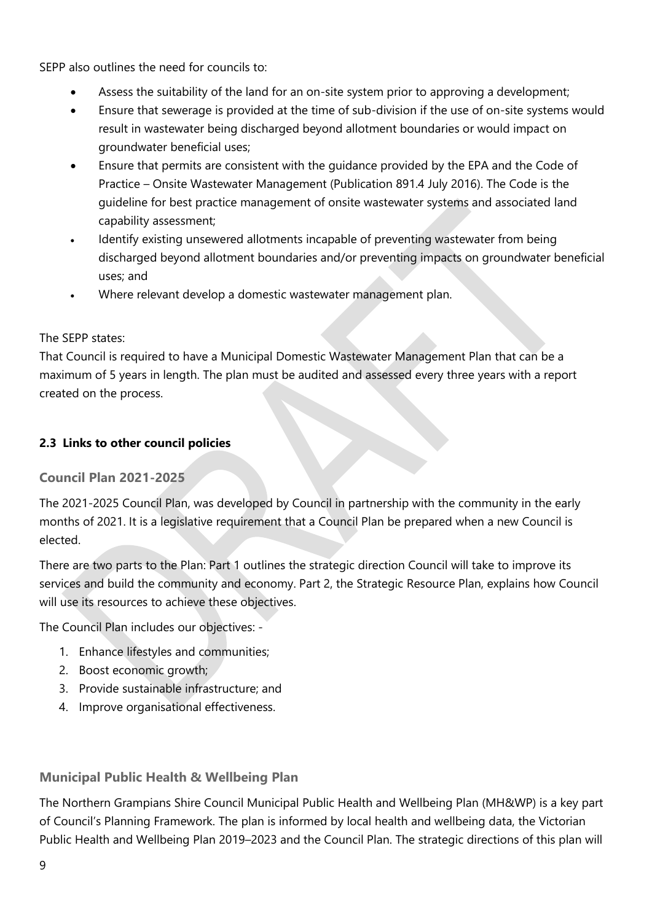SEPP also outlines the need for councils to:

- Assess the suitability of the land for an on-site system prior to approving a development;
- Ensure that sewerage is provided at the time of sub-division if the use of on-site systems would result in wastewater being discharged beyond allotment boundaries or would impact on groundwater beneficial uses;
- Ensure that permits are consistent with the guidance provided by the EPA and the Code of Practice – Onsite Wastewater Management (Publication 891.4 July 2016). The Code is the guideline for best practice management of onsite wastewater systems and associated land capability assessment;
- Identify existing unsewered allotments incapable of preventing wastewater from being discharged beyond allotment boundaries and/or preventing impacts on groundwater beneficial uses; and
- Where relevant develop a domestic wastewater management plan.

The SEPP states:
That Council is required to have a Municipal Domestic Wastewater Management Plan that can be a maximum of 5 years in length. The plan must be audited and assessed every three years with a report created on the process.

### 2.3 Links to other council policies

#### Council Plan 2021-2025

The 2021-2025 Council Plan, was developed by Council in partnership with the community in the early months of 2021. It is a legislative requirement that a Council Plan be prepared when a new Council is elected.

There are two parts to the Plan: Part 1 outlines the strategic direction Council will take to improve its services and build the community and economy. Part 2, the Strategic Resource Plan, explains how Council will use its resources to achieve these objectives.

The Council Plan includes our objectives: -

1. Enhance lifestyles and communities;
2. Boost economic growth;
3. Provide sustainable infrastructure; and
4. Improve organisational effectiveness.

#### Municipal Public Health & Wellbeing Plan

The Northern Grampians Shire Council Municipal Public Health and Wellbeing Plan (MH&WP) is a key part of Council's Planning Framework. The plan is informed by local health and wellbeing data, the Victorian Public Health and Wellbeing Plan 2019–2023 and the Council Plan. The strategic directions of this plan will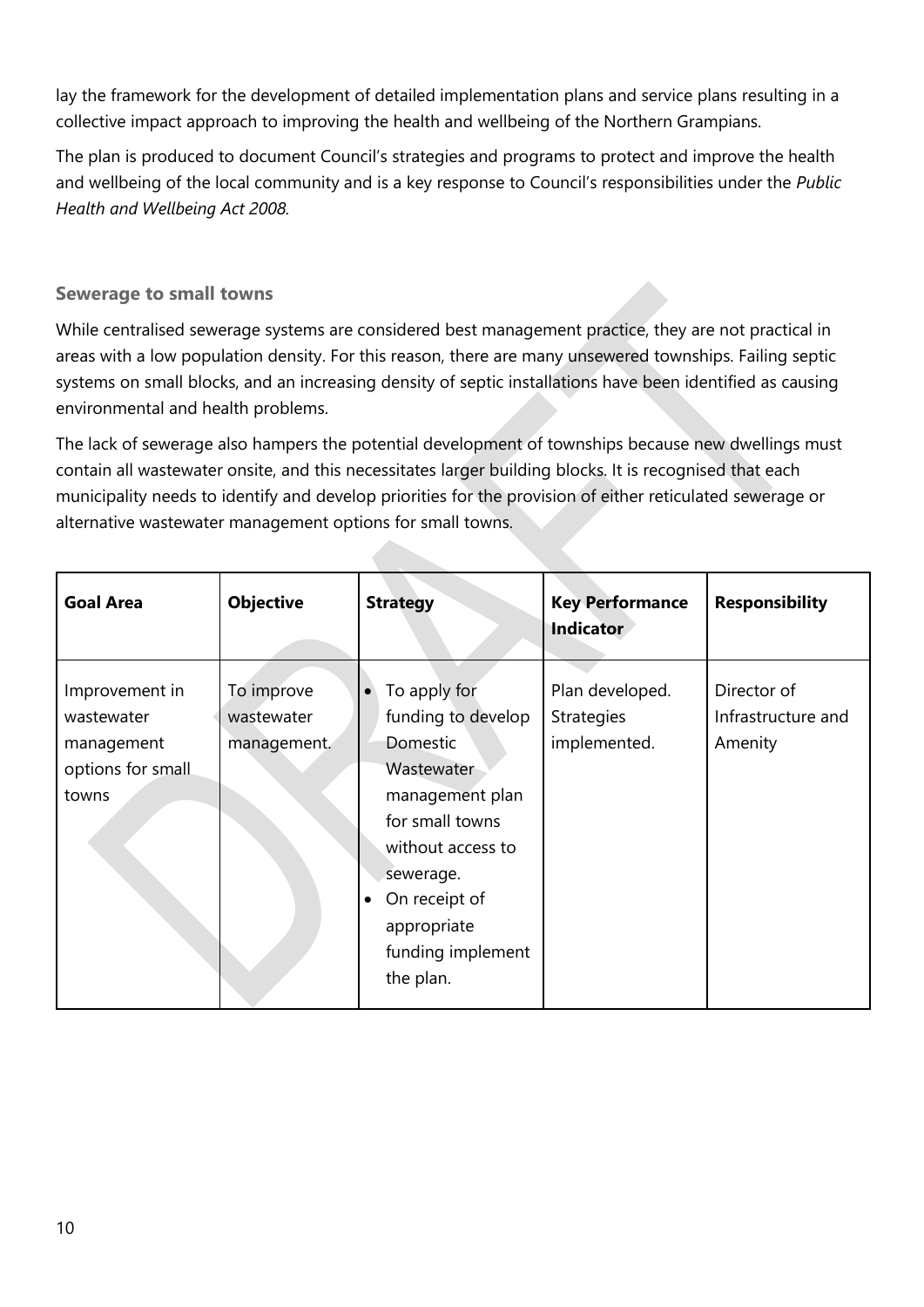lay the framework for the development of detailed implementation plans and service plans resulting in a collective impact approach to improving the health and wellbeing of the Northern Grampians.

The plan is produced to document Council's strategies and programs to protect and improve the health and wellbeing of the local community and is a key response to Council's responsibilities under the *Public Health and Wellbeing Act 2008.*

### Sewerage to small towns

While centralised sewerage systems are considered best management practice, they are not practical in areas with a low population density. For this reason, there are many unsewered townships. Failing septic systems on small blocks, and an increasing density of septic installations have been identified as causing environmental and health problems.

The lack of sewerage also hampers the potential development of townships because new dwellings must contain all wastewater onsite, and this necessitates larger building blocks. It is recognised that each municipality needs to identify and develop priorities for the provision of either reticulated sewerage or alternative wastewater management options for small towns.

| Goal Area | Objective | Strategy | Key Performance Indicator | Responsibility |
|---|---|---|---|---|
| Improvement in wastewater management options for small towns | To improve wastewater management. | • To apply for funding to develop Domestic Wastewater management plan for small towns without access to sewerage.<br>• On receipt of appropriate funding implement the plan. | Plan developed. Strategies implemented. | Director of Infrastructure and Amenity |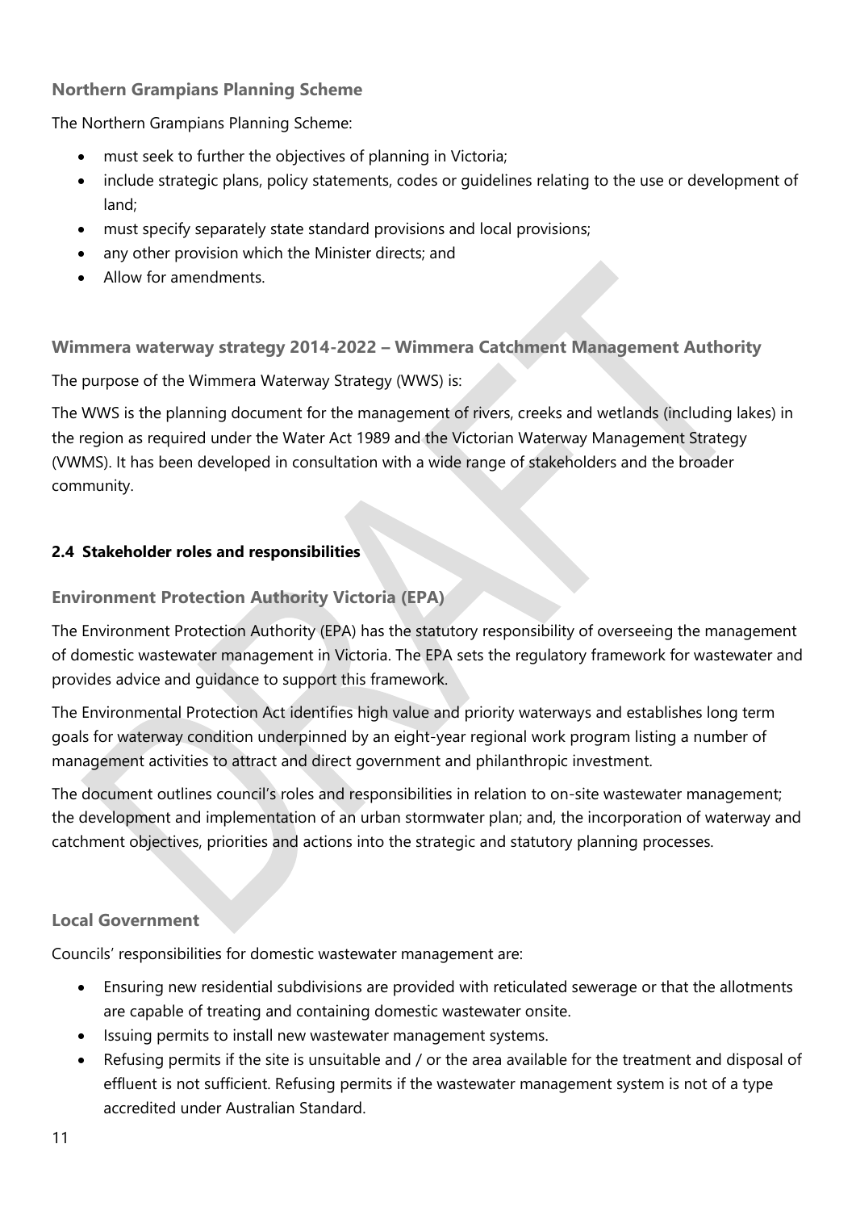### Northern Grampians Planning Scheme

The Northern Grampians Planning Scheme:

- must seek to further the objectives of planning in Victoria;
- include strategic plans, policy statements, codes or guidelines relating to the use or development of land;
- must specify separately state standard provisions and local provisions;
- any other provision which the Minister directs; and
- Allow for amendments.

### Wimmera waterway strategy 2014-2022 – Wimmera Catchment Management Authority

The purpose of the Wimmera Waterway Strategy (WWS) is:

The WWS is the planning document for the management of rivers, creeks and wetlands (including lakes) in the region as required under the Water Act 1989 and the Victorian Waterway Management Strategy (VWMS). It has been developed in consultation with a wide range of stakeholders and the broader community.

## 2.4 Stakeholder roles and responsibilities

### Environment Protection Authority Victoria (EPA)

The Environment Protection Authority (EPA) has the statutory responsibility of overseeing the management of domestic wastewater management in Victoria. The EPA sets the regulatory framework for wastewater and provides advice and guidance to support this framework.

The Environmental Protection Act identifies high value and priority waterways and establishes long term goals for waterway condition underpinned by an eight-year regional work program listing a number of management activities to attract and direct government and philanthropic investment.

The document outlines council's roles and responsibilities in relation to on-site wastewater management; the development and implementation of an urban stormwater plan; and, the incorporation of waterway and catchment objectives, priorities and actions into the strategic and statutory planning processes.

### Local Government

Councils' responsibilities for domestic wastewater management are:

- Ensuring new residential subdivisions are provided with reticulated sewerage or that the allotments are capable of treating and containing domestic wastewater onsite.
- Issuing permits to install new wastewater management systems.
- Refusing permits if the site is unsuitable and / or the area available for the treatment and disposal of effluent is not sufficient. Refusing permits if the wastewater management system is not of a type accredited under Australian Standard.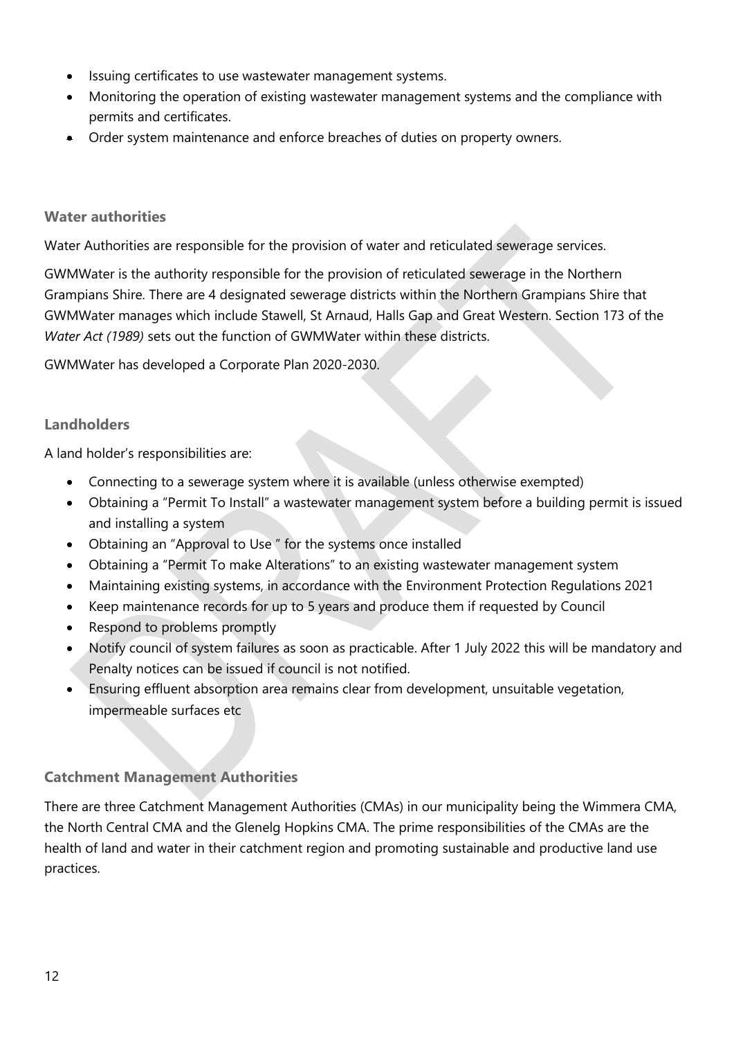- Issuing certificates to use wastewater management systems.
- Monitoring the operation of existing wastewater management systems and the compliance with permits and certificates.
- Order system maintenance and enforce breaches of duties on property owners.

### Water authorities

Water Authorities are responsible for the provision of water and reticulated sewerage services.

GWMWater is the authority responsible for the provision of reticulated sewerage in the Northern Grampians Shire. There are 4 designated sewerage districts within the Northern Grampians Shire that GWMWater manages which include Stawell, St Arnaud, Halls Gap and Great Western. Section 173 of the *Water Act (1989)* sets out the function of GWMWater within these districts.

GWMWater has developed a Corporate Plan 2020-2030.

### Landholders

A land holder's responsibilities are:

- Connecting to a sewerage system where it is available (unless otherwise exempted)
- Obtaining a "Permit To Install" a wastewater management system before a building permit is issued and installing a system
- Obtaining an "Approval to Use " for the systems once installed
- Obtaining a "Permit To make Alterations" to an existing wastewater management system
- Maintaining existing systems, in accordance with the Environment Protection Regulations 2021
- Keep maintenance records for up to 5 years and produce them if requested by Council
- Respond to problems promptly
- Notify council of system failures as soon as practicable. After 1 July 2022 this will be mandatory and Penalty notices can be issued if council is not notified.
- Ensuring effluent absorption area remains clear from development, unsuitable vegetation, impermeable surfaces etc

### Catchment Management Authorities

There are three Catchment Management Authorities (CMAs) in our municipality being the Wimmera CMA, the North Central CMA and the Glenelg Hopkins CMA. The prime responsibilities of the CMAs are the health of land and water in their catchment region and promoting sustainable and productive land use practices.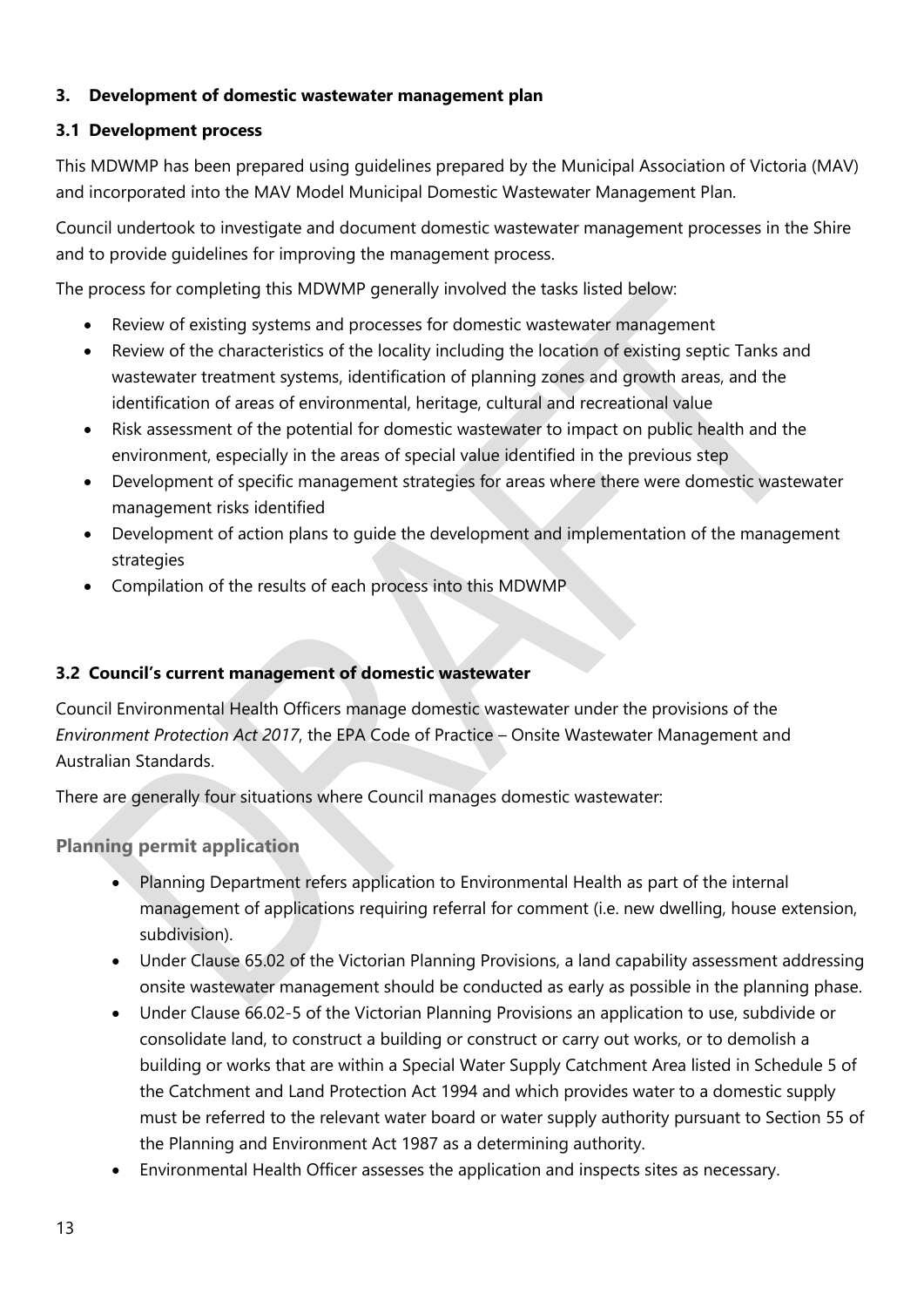## 3. Development of domestic wastewater management plan

### 3.1 Development process

This MDWMP has been prepared using guidelines prepared by the Municipal Association of Victoria (MAV) and incorporated into the MAV Model Municipal Domestic Wastewater Management Plan.

Council undertook to investigate and document domestic wastewater management processes in the Shire and to provide guidelines for improving the management process.

The process for completing this MDWMP generally involved the tasks listed below:

- Review of existing systems and processes for domestic wastewater management
- Review of the characteristics of the locality including the location of existing septic Tanks and wastewater treatment systems, identification of planning zones and growth areas, and the identification of areas of environmental, heritage, cultural and recreational value
- Risk assessment of the potential for domestic wastewater to impact on public health and the environment, especially in the areas of special value identified in the previous step
- Development of specific management strategies for areas where there were domestic wastewater management risks identified
- Development of action plans to guide the development and implementation of the management strategies
- Compilation of the results of each process into this MDWMP

### 3.2 Council's current management of domestic wastewater

Council Environmental Health Officers manage domestic wastewater under the provisions of the *Environment Protection Act 2017*, the EPA Code of Practice – Onsite Wastewater Management and Australian Standards.

There are generally four situations where Council manages domestic wastewater:

#### Planning permit application

- Planning Department refers application to Environmental Health as part of the internal management of applications requiring referral for comment (i.e. new dwelling, house extension, subdivision).
- Under Clause 65.02 of the Victorian Planning Provisions, a land capability assessment addressing onsite wastewater management should be conducted as early as possible in the planning phase.
- Under Clause 66.02-5 of the Victorian Planning Provisions an application to use, subdivide or consolidate land, to construct a building or construct or carry out works, or to demolish a building or works that are within a Special Water Supply Catchment Area listed in Schedule 5 of the Catchment and Land Protection Act 1994 and which provides water to a domestic supply must be referred to the relevant water board or water supply authority pursuant to Section 55 of the Planning and Environment Act 1987 as a determining authority.
- Environmental Health Officer assesses the application and inspects sites as necessary.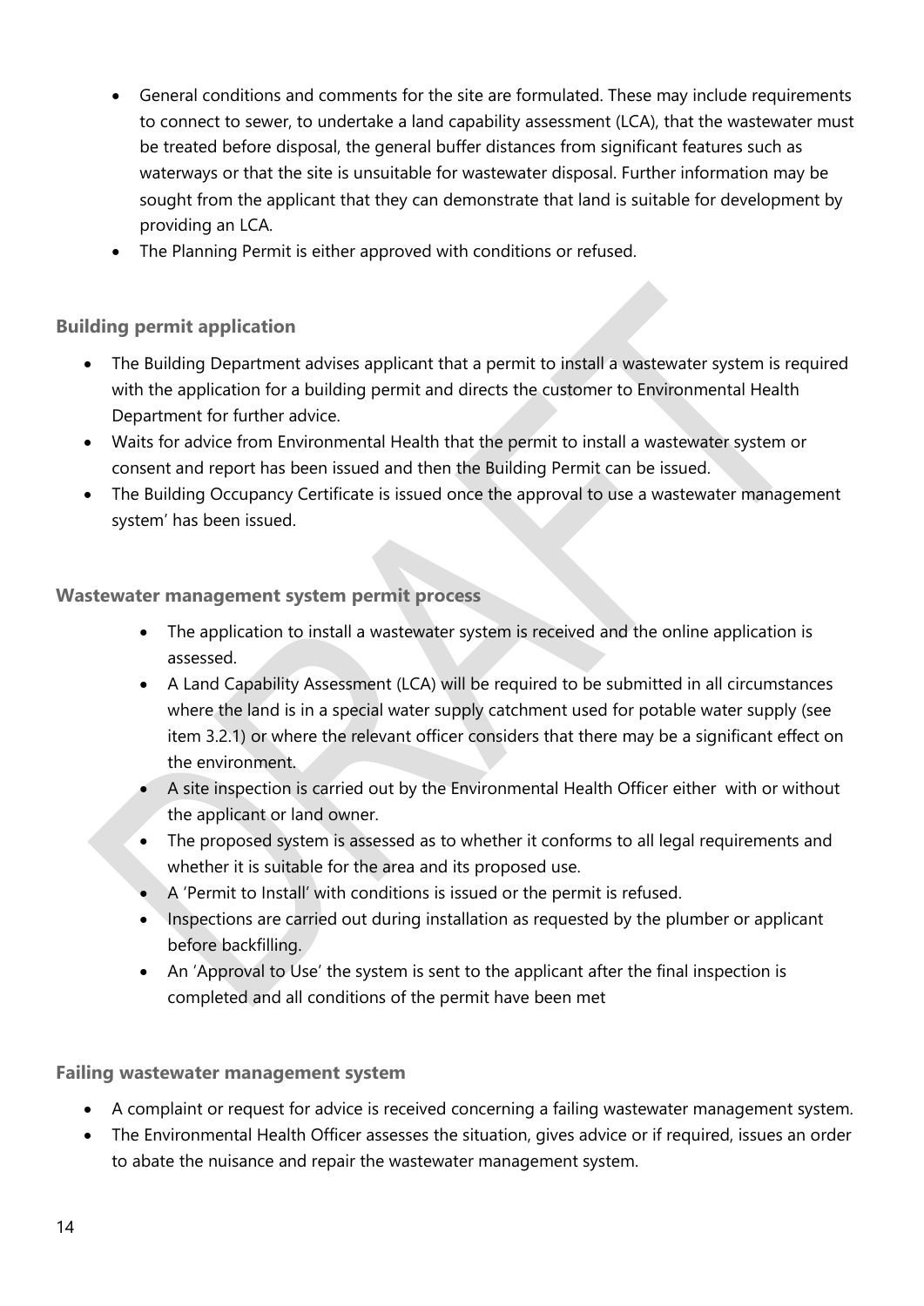- General conditions and comments for the site are formulated. These may include requirements to connect to sewer, to undertake a land capability assessment (LCA), that the wastewater must be treated before disposal, the general buffer distances from significant features such as waterways or that the site is unsuitable for wastewater disposal. Further information may be sought from the applicant that they can demonstrate that land is suitable for development by providing an LCA.
- The Planning Permit is either approved with conditions or refused.

### Building permit application

- The Building Department advises applicant that a permit to install a wastewater system is required with the application for a building permit and directs the customer to Environmental Health Department for further advice.
- Waits for advice from Environmental Health that the permit to install a wastewater system or consent and report has been issued and then the Building Permit can be issued.
- The Building Occupancy Certificate is issued once the approval to use a wastewater management system' has been issued.

### Wastewater management system permit process

- The application to install a wastewater system is received and the online application is assessed.
- A Land Capability Assessment (LCA) will be required to be submitted in all circumstances where the land is in a special water supply catchment used for potable water supply (see item 3.2.1) or where the relevant officer considers that there may be a significant effect on the environment.
- A site inspection is carried out by the Environmental Health Officer either with or without the applicant or land owner.
- The proposed system is assessed as to whether it conforms to all legal requirements and whether it is suitable for the area and its proposed use.
- A 'Permit to Install' with conditions is issued or the permit is refused.
- Inspections are carried out during installation as requested by the plumber or applicant before backfilling.
- An 'Approval to Use' the system is sent to the applicant after the final inspection is completed and all conditions of the permit have been met

### Failing wastewater management system

- A complaint or request for advice is received concerning a failing wastewater management system.
- The Environmental Health Officer assesses the situation, gives advice or if required, issues an order to abate the nuisance and repair the wastewater management system.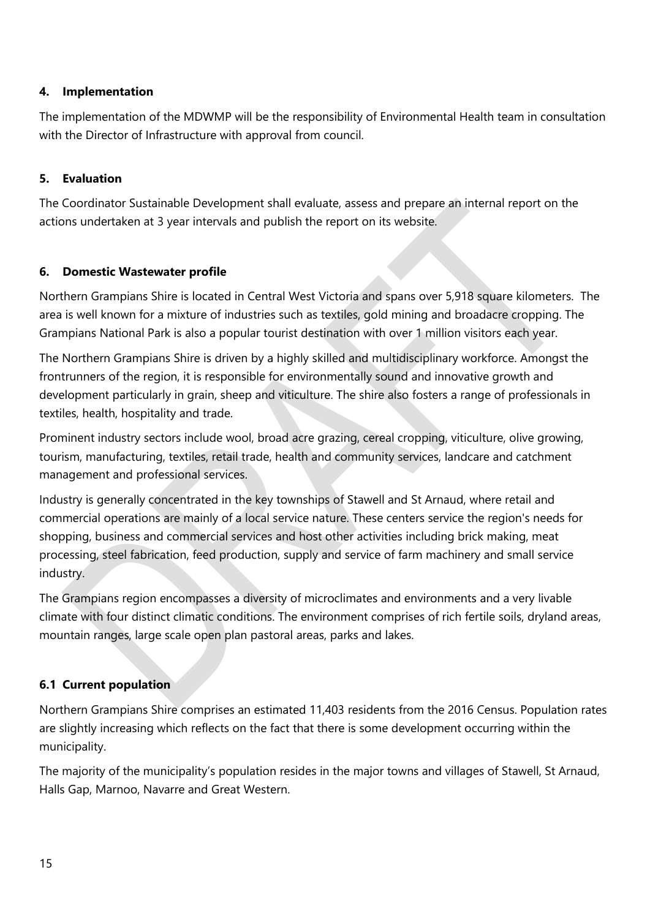## 4. Implementation

The implementation of the MDWMP will be the responsibility of Environmental Health team in consultation with the Director of Infrastructure with approval from council.

## 5. Evaluation

The Coordinator Sustainable Development shall evaluate, assess and prepare an internal report on the actions undertaken at 3 year intervals and publish the report on its website.

## 6. Domestic Wastewater profile

Northern Grampians Shire is located in Central West Victoria and spans over 5,918 square kilometers. The area is well known for a mixture of industries such as textiles, gold mining and broadacre cropping. The Grampians National Park is also a popular tourist destination with over 1 million visitors each year.

The Northern Grampians Shire is driven by a highly skilled and multidisciplinary workforce. Amongst the frontrunners of the region, it is responsible for environmentally sound and innovative growth and development particularly in grain, sheep and viticulture. The shire also fosters a range of professionals in textiles, health, hospitality and trade.

Prominent industry sectors include wool, broad acre grazing, cereal cropping, viticulture, olive growing, tourism, manufacturing, textiles, retail trade, health and community services, landcare and catchment management and professional services.

Industry is generally concentrated in the key townships of Stawell and St Arnaud, where retail and commercial operations are mainly of a local service nature. These centers service the region's needs for shopping, business and commercial services and host other activities including brick making, meat processing, steel fabrication, feed production, supply and service of farm machinery and small service industry.

The Grampians region encompasses a diversity of microclimates and environments and a very livable climate with four distinct climatic conditions. The environment comprises of rich fertile soils, dryland areas, mountain ranges, large scale open plan pastoral areas, parks and lakes.

### 6.1 Current population

Northern Grampians Shire comprises an estimated 11,403 residents from the 2016 Census. Population rates are slightly increasing which reflects on the fact that there is some development occurring within the municipality.

The majority of the municipality's population resides in the major towns and villages of Stawell, St Arnaud, Halls Gap, Marnoo, Navarre and Great Western.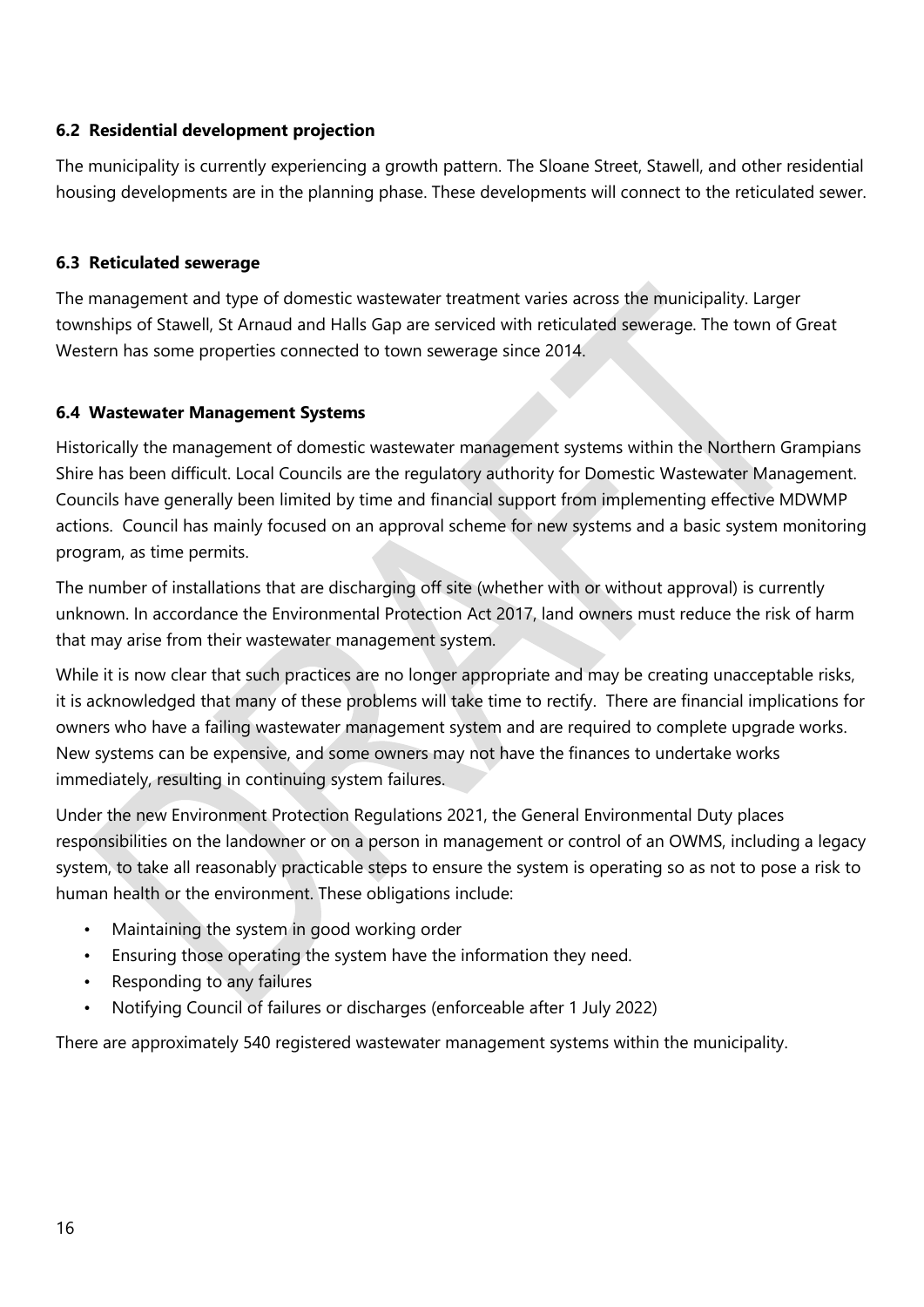### 6.2 Residential development projection

The municipality is currently experiencing a growth pattern. The Sloane Street, Stawell, and other residential housing developments are in the planning phase. These developments will connect to the reticulated sewer.

### 6.3 Reticulated sewerage

The management and type of domestic wastewater treatment varies across the municipality. Larger townships of Stawell, St Arnaud and Halls Gap are serviced with reticulated sewerage. The town of Great Western has some properties connected to town sewerage since 2014.

### 6.4 Wastewater Management Systems

Historically the management of domestic wastewater management systems within the Northern Grampians Shire has been difficult. Local Councils are the regulatory authority for Domestic Wastewater Management. Councils have generally been limited by time and financial support from implementing effective MDWMP actions. Council has mainly focused on an approval scheme for new systems and a basic system monitoring program, as time permits.

The number of installations that are discharging off site (whether with or without approval) is currently unknown. In accordance the Environmental Protection Act 2017, land owners must reduce the risk of harm that may arise from their wastewater management system.

While it is now clear that such practices are no longer appropriate and may be creating unacceptable risks, it is acknowledged that many of these problems will take time to rectify. There are financial implications for owners who have a failing wastewater management system and are required to complete upgrade works. New systems can be expensive, and some owners may not have the finances to undertake works immediately, resulting in continuing system failures.

Under the new Environment Protection Regulations 2021, the General Environmental Duty places responsibilities on the landowner or on a person in management or control of an OWMS, including a legacy system, to take all reasonably practicable steps to ensure the system is operating so as not to pose a risk to human health or the environment. These obligations include:

- Maintaining the system in good working order
- Ensuring those operating the system have the information they need.
- Responding to any failures
- Notifying Council of failures or discharges (enforceable after 1 July 2022)

There are approximately 540 registered wastewater management systems within the municipality.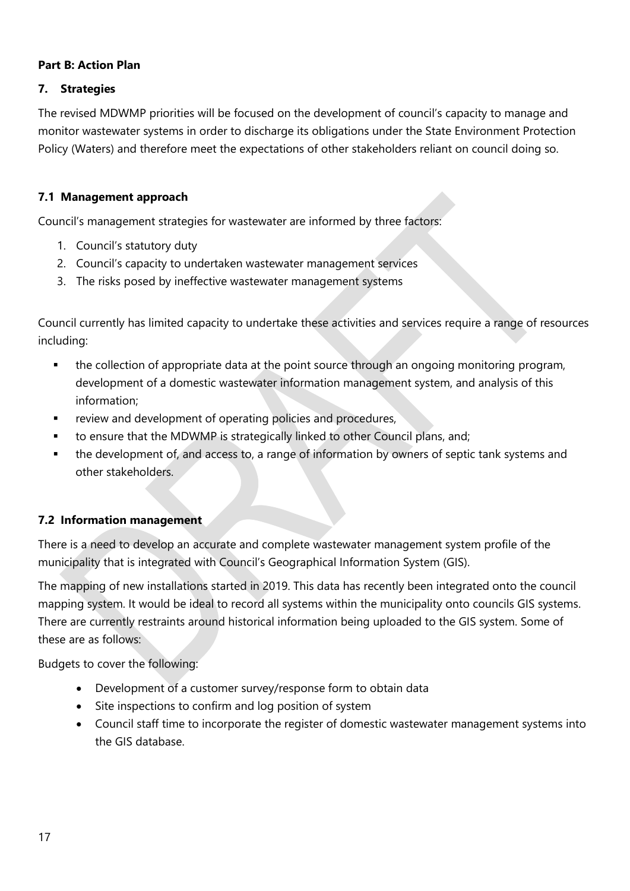**Part B: Action Plan**

## 7. Strategies

The revised MDWMP priorities will be focused on the development of council's capacity to manage and monitor wastewater systems in order to discharge its obligations under the State Environment Protection Policy (Waters) and therefore meet the expectations of other stakeholders reliant on council doing so.

### 7.1 Management approach

Council's management strategies for wastewater are informed by three factors:

1. Council's statutory duty
2. Council's capacity to undertaken wastewater management services
3. The risks posed by ineffective wastewater management systems

Council currently has limited capacity to undertake these activities and services require a range of resources including:

- the collection of appropriate data at the point source through an ongoing monitoring program, development of a domestic wastewater information management system, and analysis of this information;
- review and development of operating policies and procedures,
- to ensure that the MDWMP is strategically linked to other Council plans, and;
- the development of, and access to, a range of information by owners of septic tank systems and other stakeholders.

### 7.2 Information management

There is a need to develop an accurate and complete wastewater management system profile of the municipality that is integrated with Council's Geographical Information System (GIS).

The mapping of new installations started in 2019. This data has recently been integrated onto the council mapping system. It would be ideal to record all systems within the municipality onto councils GIS systems. There are currently restraints around historical information being uploaded to the GIS system. Some of these are as follows:

Budgets to cover the following:

- Development of a customer survey/response form to obtain data
- Site inspections to confirm and log position of system
- Council staff time to incorporate the register of domestic wastewater management systems into the GIS database.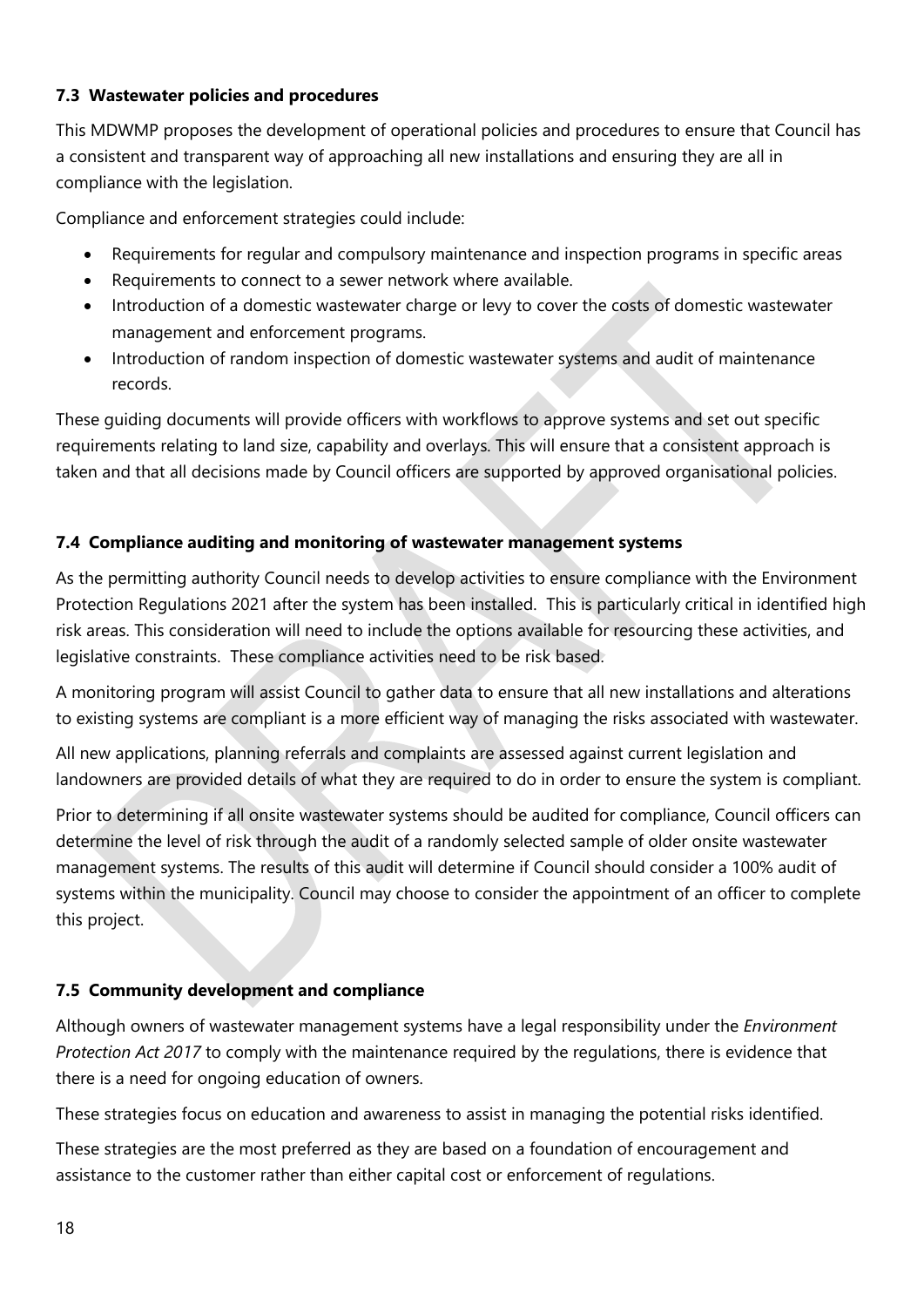### 7.3 Wastewater policies and procedures

This MDWMP proposes the development of operational policies and procedures to ensure that Council has a consistent and transparent way of approaching all new installations and ensuring they are all in compliance with the legislation.

Compliance and enforcement strategies could include:

- Requirements for regular and compulsory maintenance and inspection programs in specific areas
- Requirements to connect to a sewer network where available.
- Introduction of a domestic wastewater charge or levy to cover the costs of domestic wastewater management and enforcement programs.
- Introduction of random inspection of domestic wastewater systems and audit of maintenance records.

These guiding documents will provide officers with workflows to approve systems and set out specific requirements relating to land size, capability and overlays. This will ensure that a consistent approach is taken and that all decisions made by Council officers are supported by approved organisational policies.

### 7.4 Compliance auditing and monitoring of wastewater management systems

As the permitting authority Council needs to develop activities to ensure compliance with the Environment Protection Regulations 2021 after the system has been installed. This is particularly critical in identified high risk areas. This consideration will need to include the options available for resourcing these activities, and legislative constraints. These compliance activities need to be risk based.

A monitoring program will assist Council to gather data to ensure that all new installations and alterations to existing systems are compliant is a more efficient way of managing the risks associated with wastewater.

All new applications, planning referrals and complaints are assessed against current legislation and landowners are provided details of what they are required to do in order to ensure the system is compliant.

Prior to determining if all onsite wastewater systems should be audited for compliance, Council officers can determine the level of risk through the audit of a randomly selected sample of older onsite wastewater management systems. The results of this audit will determine if Council should consider a 100% audit of systems within the municipality. Council may choose to consider the appointment of an officer to complete this project.

### 7.5 Community development and compliance

Although owners of wastewater management systems have a legal responsibility under the *Environment Protection Act 2017* to comply with the maintenance required by the regulations, there is evidence that there is a need for ongoing education of owners.

These strategies focus on education and awareness to assist in managing the potential risks identified.

These strategies are the most preferred as they are based on a foundation of encouragement and assistance to the customer rather than either capital cost or enforcement of regulations.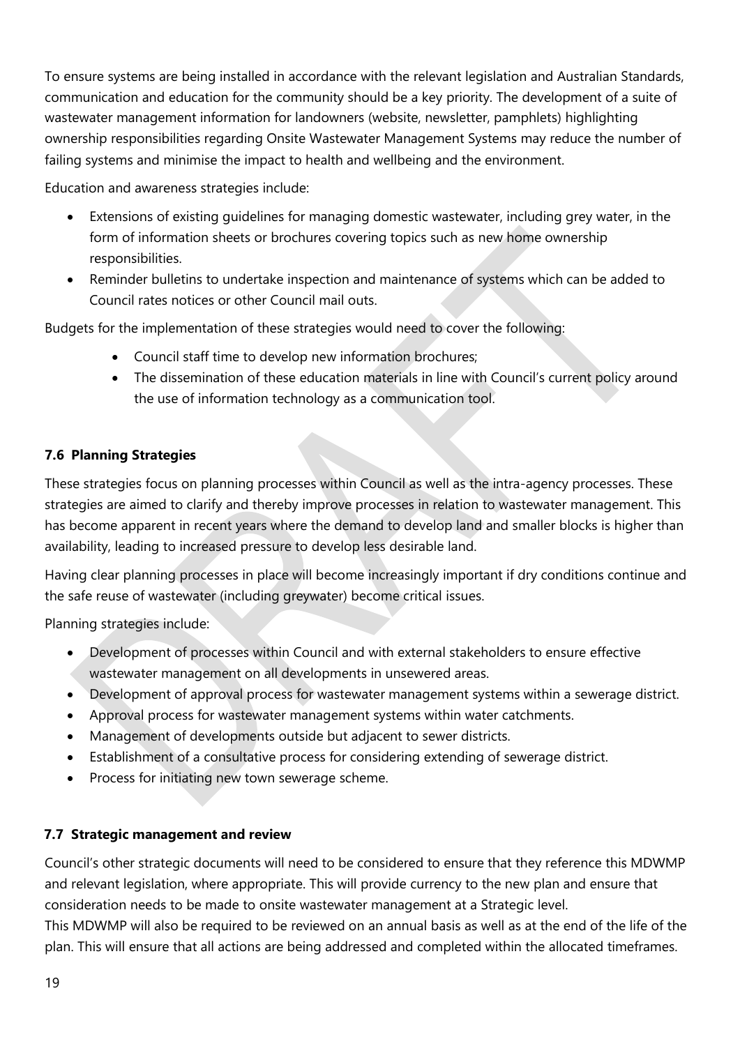To ensure systems are being installed in accordance with the relevant legislation and Australian Standards, communication and education for the community should be a key priority. The development of a suite of wastewater management information for landowners (website, newsletter, pamphlets) highlighting ownership responsibilities regarding Onsite Wastewater Management Systems may reduce the number of failing systems and minimise the impact to health and wellbeing and the environment.

Education and awareness strategies include:

- Extensions of existing guidelines for managing domestic wastewater, including grey water, in the form of information sheets or brochures covering topics such as new home ownership responsibilities.
- Reminder bulletins to undertake inspection and maintenance of systems which can be added to Council rates notices or other Council mail outs.

Budgets for the implementation of these strategies would need to cover the following:

- Council staff time to develop new information brochures;
- The dissemination of these education materials in line with Council's current policy around the use of information technology as a communication tool.

### 7.6 Planning Strategies

These strategies focus on planning processes within Council as well as the intra-agency processes. These strategies are aimed to clarify and thereby improve processes in relation to wastewater management. This has become apparent in recent years where the demand to develop land and smaller blocks is higher than availability, leading to increased pressure to develop less desirable land.

Having clear planning processes in place will become increasingly important if dry conditions continue and the safe reuse of wastewater (including greywater) become critical issues.

Planning strategies include:

- Development of processes within Council and with external stakeholders to ensure effective wastewater management on all developments in unsewered areas.
- Development of approval process for wastewater management systems within a sewerage district.
- Approval process for wastewater management systems within water catchments.
- Management of developments outside but adjacent to sewer districts.
- Establishment of a consultative process for considering extending of sewerage district.
- Process for initiating new town sewerage scheme.

### 7.7 Strategic management and review

Council's other strategic documents will need to be considered to ensure that they reference this MDWMP and relevant legislation, where appropriate. This will provide currency to the new plan and ensure that consideration needs to be made to onsite wastewater management at a Strategic level.

This MDWMP will also be required to be reviewed on an annual basis as well as at the end of the life of the plan. This will ensure that all actions are being addressed and completed within the allocated timeframes.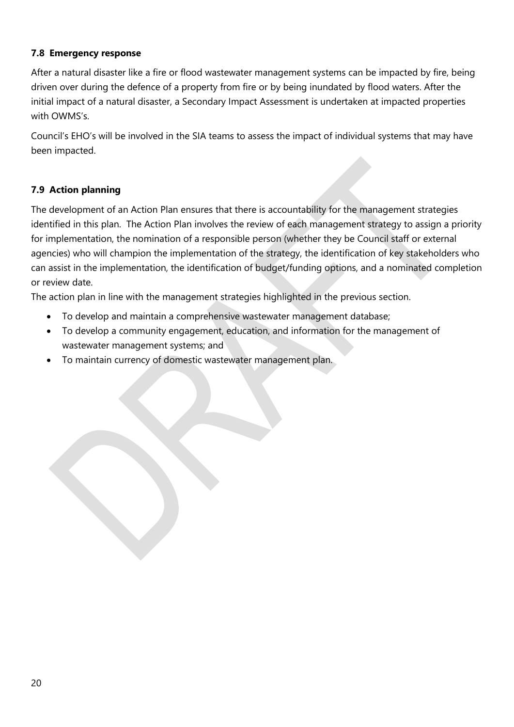### 7.8 Emergency response

After a natural disaster like a fire or flood wastewater management systems can be impacted by fire, being driven over during the defence of a property from fire or by being inundated by flood waters. After the initial impact of a natural disaster, a Secondary Impact Assessment is undertaken at impacted properties with OWMS's.

Council's EHO's will be involved in the SIA teams to assess the impact of individual systems that may have been impacted.

### 7.9 Action planning

The development of an Action Plan ensures that there is accountability for the management strategies identified in this plan. The Action Plan involves the review of each management strategy to assign a priority for implementation, the nomination of a responsible person (whether they be Council staff or external agencies) who will champion the implementation of the strategy, the identification of key stakeholders who can assist in the implementation, the identification of budget/funding options, and a nominated completion or review date.

The action plan in line with the management strategies highlighted in the previous section.

- To develop and maintain a comprehensive wastewater management database;
- To develop a community engagement, education, and information for the management of wastewater management systems; and
- To maintain currency of domestic wastewater management plan.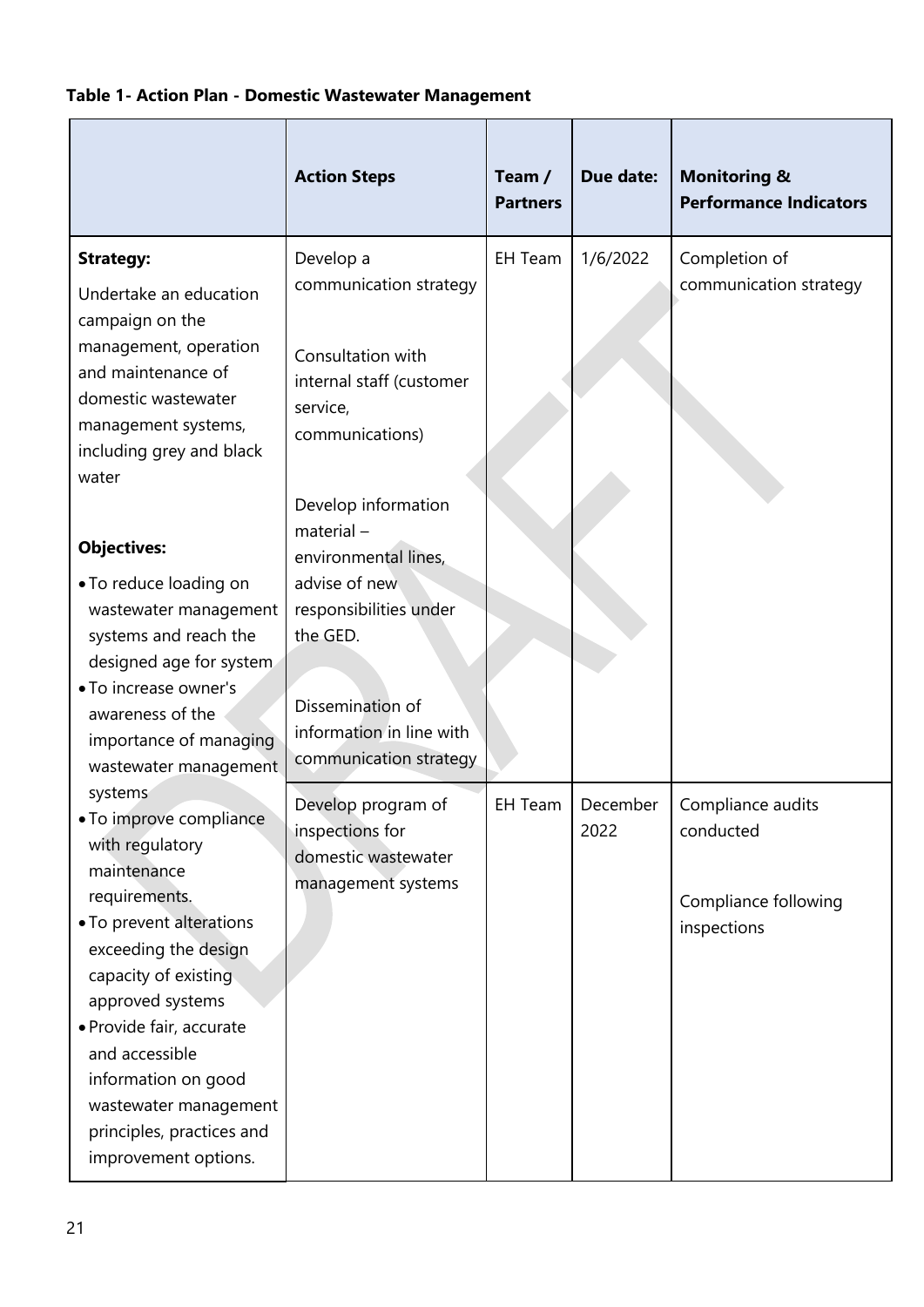**Table 1- Action Plan - Domestic Wastewater Management**

| | Action Steps | Team / Partners | Due date: | Monitoring & Performance Indicators |
|---|---|---|---|---|
| **Strategy:**<br>Undertake an education campaign on the management, operation and maintenance of domestic wastewater management systems, including grey and black water<br><br>**Objectives:**<br>• To reduce loading on wastewater management systems and reach the designed age for system<br>• To increase owner's awareness of the importance of managing wastewater management systems<br>• To improve compliance with regulatory maintenance requirements.<br>• To prevent alterations exceeding the design capacity of existing approved systems<br>• Provide fair, accurate and accessible information on good wastewater management principles, practices and improvement options. | Develop a communication strategy<br><br>Consultation with internal staff (customer service, communications)<br><br>Develop information material – environmental lines, advise of new responsibilities under the GED.<br><br>Dissemination of information in line with communication strategy | EH Team | 1/6/2022 | Completion of communication strategy |
| | Develop program of inspections for domestic wastewater management systems | EH Team | December 2022 | Compliance audits conducted<br><br>Compliance following inspections |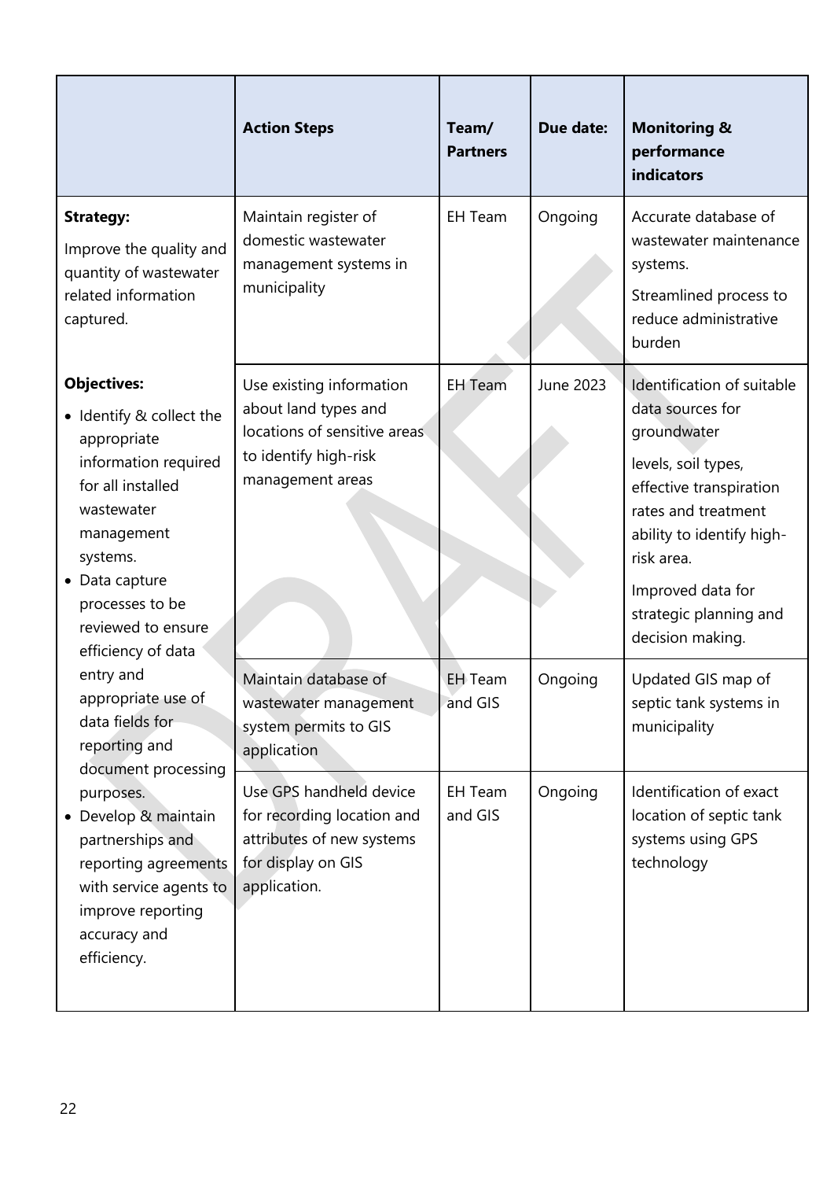| | Action Steps | Team/ Partners | Due date: | Monitoring & performance indicators |
|---|---|---|---|---|
| **Strategy:** Improve the quality and quantity of wastewater related information captured. **Objectives:** • Identify & collect the appropriate information required for all installed wastewater management systems. • Data capture processes to be reviewed to ensure efficiency of data entry and appropriate use of data fields for reporting and document processing purposes. • Develop & maintain partnerships and reporting agreements with service agents to improve reporting accuracy and efficiency. | Maintain register of domestic wastewater management systems in municipality | EH Team | Ongoing | Accurate database of wastewater maintenance systems. Streamlined process to reduce administrative burden |
| | Use existing information about land types and locations of sensitive areas to identify high-risk management areas | EH Team | June 2023 | Identification of suitable data sources for groundwater levels, soil types, effective transpiration rates and treatment ability to identify high-risk area. Improved data for strategic planning and decision making. |
| | Maintain database of wastewater management system permits to GIS application | EH Team and GIS | Ongoing | Updated GIS map of septic tank systems in municipality |
| | Use GPS handheld device for recording location and attributes of new systems for display on GIS application. | EH Team and GIS | Ongoing | Identification of exact location of septic tank systems using GPS technology |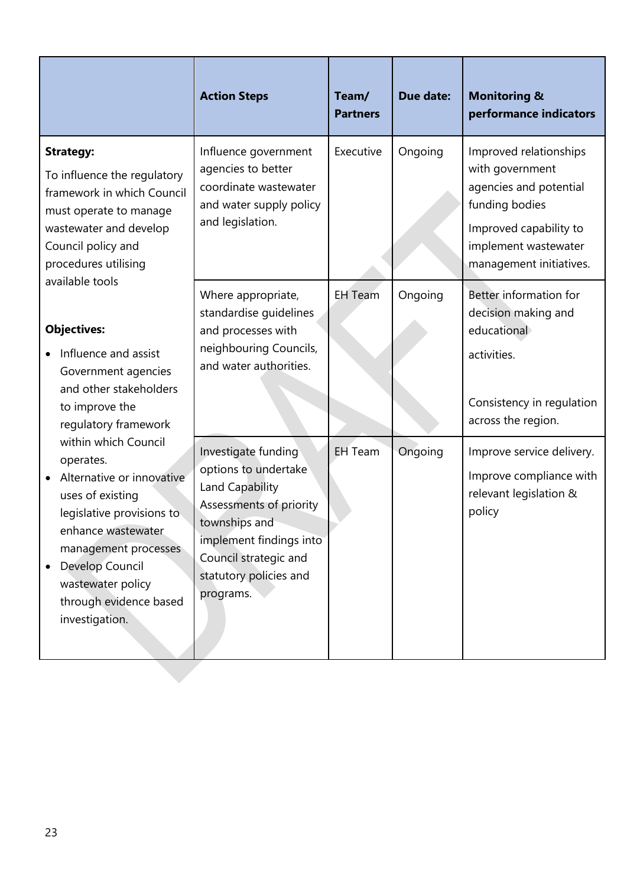| | Action Steps | Team/ Partners | Due date: | Monitoring & performance indicators |
|---|---|---|---|---|
| **Strategy:**<br>To influence the regulatory framework in which Council must operate to manage wastewater and develop Council policy and procedures utilising available tools<br><br>**Objectives:**<br>• Influence and assist Government agencies and other stakeholders to improve the regulatory framework within which Council operates.<br>• Alternative or innovative uses of existing legislative provisions to enhance wastewater management processes<br>• Develop Council wastewater policy through evidence based investigation. | Influence government agencies to better coordinate wastewater and water supply policy and legislation. | Executive | Ongoing | Improved relationships with government agencies and potential funding bodies<br>Improved capability to implement wastewater management initiatives. |
| | Where appropriate, standardise guidelines and processes with neighbouring Councils, and water authorities. | EH Team | Ongoing | Better information for decision making and educational<br>activities.<br><br>Consistency in regulation across the region. |
| | Investigate funding options to undertake Land Capability Assessments of priority townships and implement findings into Council strategic and statutory policies and programs. | EH Team | Ongoing | Improve service delivery.<br>Improve compliance with relevant legislation & policy |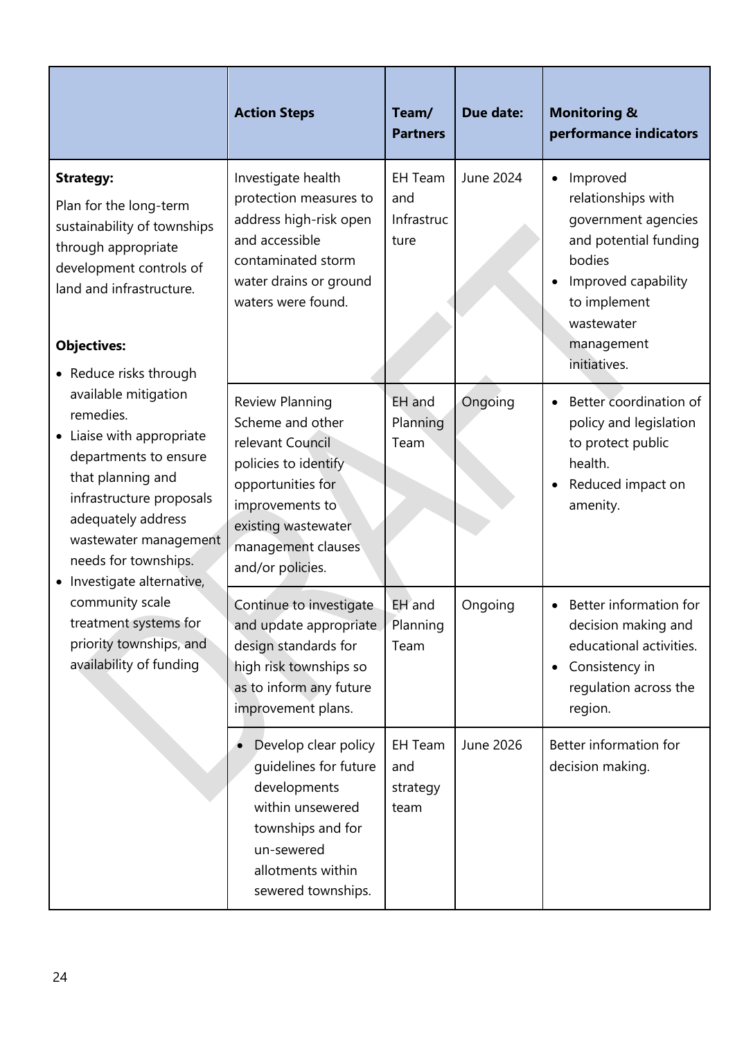| | Action Steps | Team/ Partners | Due date: | Monitoring & performance indicators |
|---|---|---|---|---|
| **Strategy:**<br>Plan for the long-term sustainability of townships through appropriate development controls of land and infrastructure.<br><br>**Objectives:**<br>• Reduce risks through available mitigation remedies.<br>• Liaise with appropriate departments to ensure that planning and infrastructure proposals adequately address wastewater management needs for townships.<br>• Investigate alternative, community scale treatment systems for priority townships, and availability of funding | Investigate health protection measures to address high-risk open and accessible contaminated storm water drains or ground waters were found. | EH Team and Infrastructure | June 2024 | • Improved relationships with government agencies and potential funding bodies<br>• Improved capability to implement wastewater management initiatives. |
| | Review Planning Scheme and other relevant Council policies to identify opportunities for improvements to existing wastewater management clauses and/or policies. | EH and Planning Team | Ongoing | • Better coordination of policy and legislation to protect public health.<br>• Reduced impact on amenity. |
| | Continue to investigate and update appropriate design standards for high risk townships so as to inform any future improvement plans. | EH and Planning Team | Ongoing | • Better information for decision making and educational activities.<br>• Consistency in regulation across the region. |
| | • Develop clear policy guidelines for future developments within unsewered townships and for un-sewered allotments within sewered townships. | EH Team and strategy team | June 2026 | Better information for decision making. |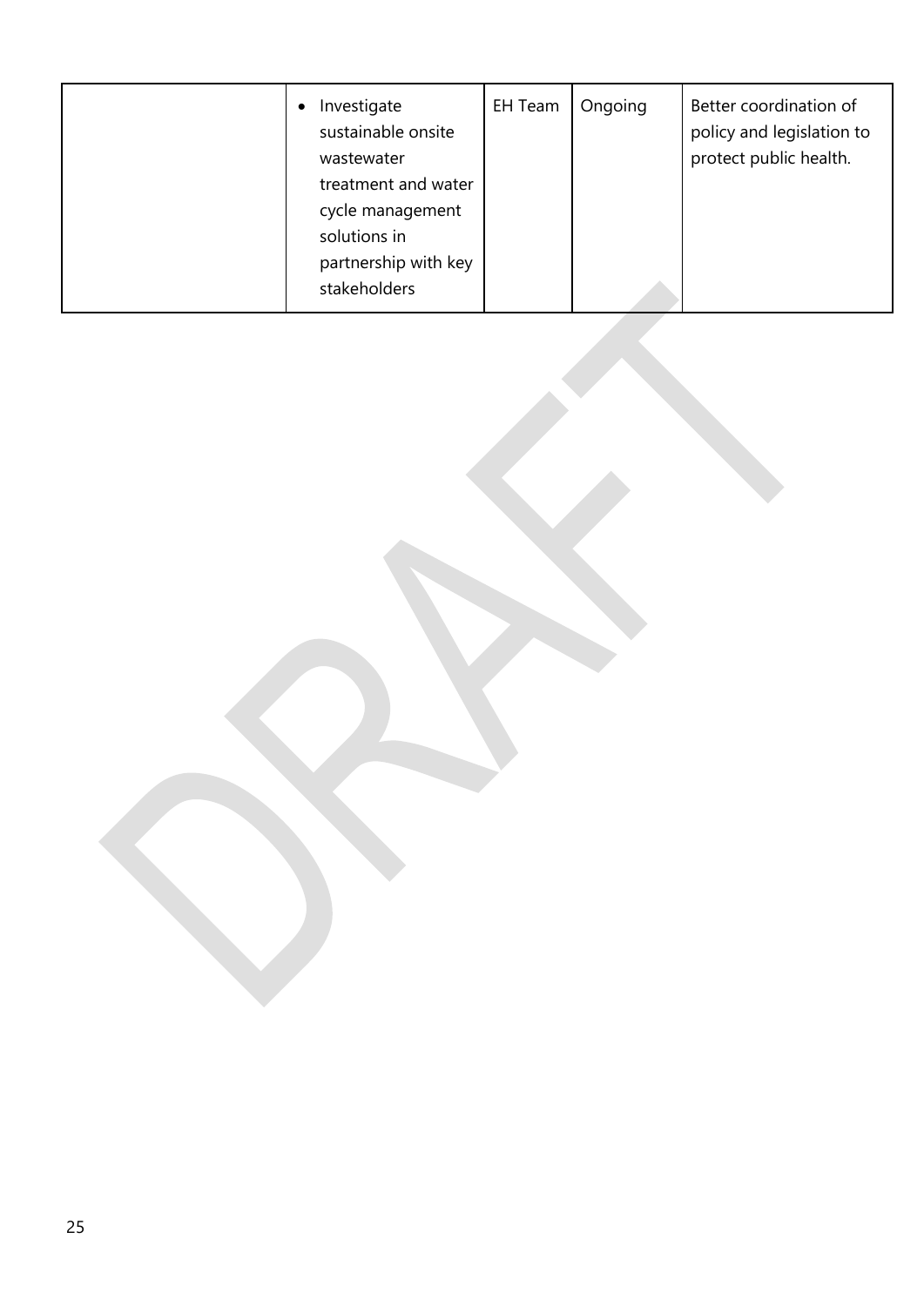|  |  |  |  |  |
|---|---|---|---|---|
|  | • Investigate sustainable onsite wastewater treatment and water cycle management solutions in partnership with key stakeholders | EH Team | Ongoing | Better coordination of policy and legislation to protect public health. |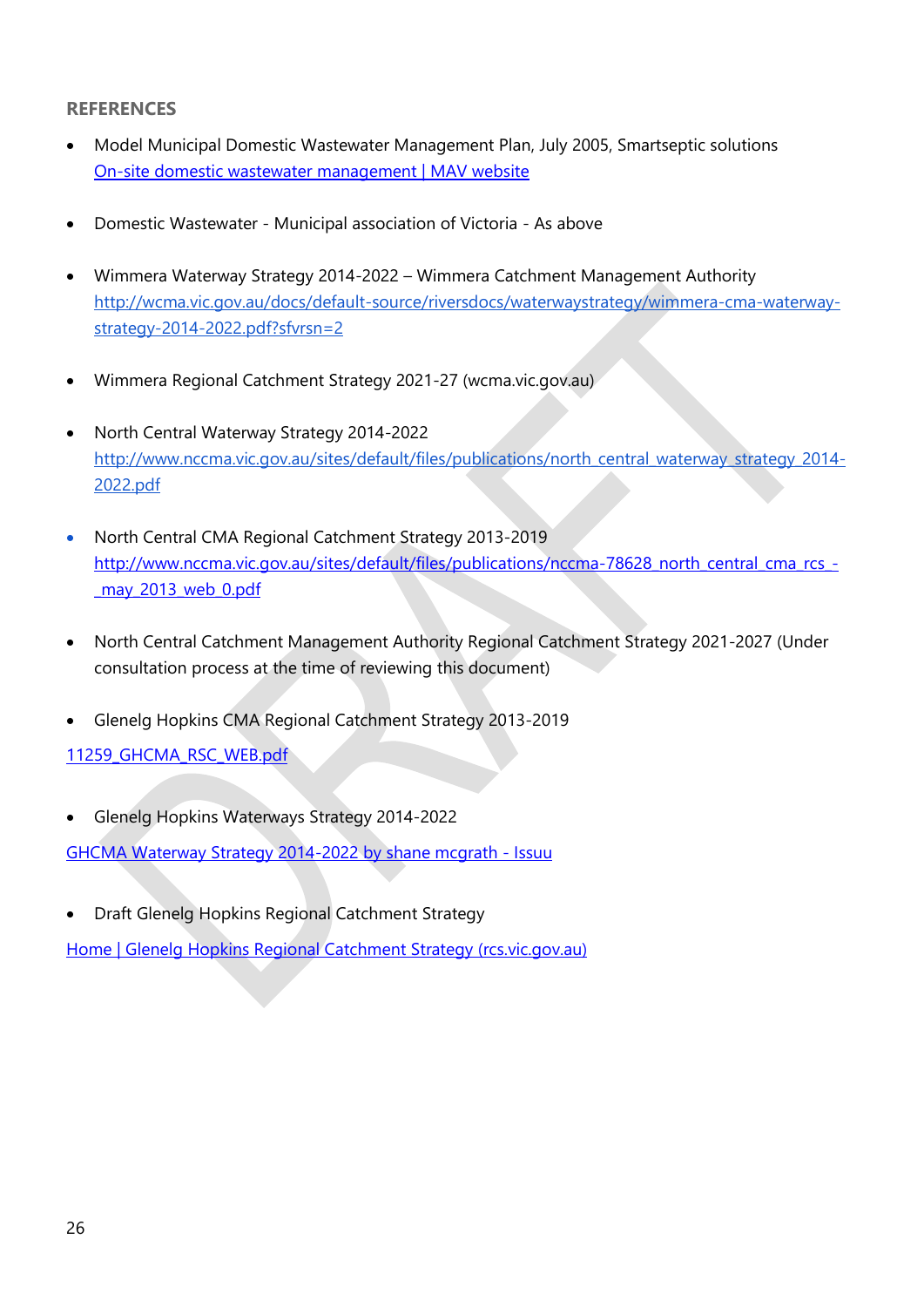## REFERENCES

- Model Municipal Domestic Wastewater Management Plan, July 2005, Smartseptic solutions
  On-site domestic wastewater management | MAV website

- Domestic Wastewater - Municipal association of Victoria - As above

- Wimmera Waterway Strategy 2014-2022 – Wimmera Catchment Management Authority
  http://wcma.vic.gov.au/docs/default-source/riversdocs/waterwaystrategy/wimmera-cma-waterway-strategy-2014-2022.pdf?sfvrsn=2

- Wimmera Regional Catchment Strategy 2021-27 (wcma.vic.gov.au)

- North Central Waterway Strategy 2014-2022
  http://www.nccma.vic.gov.au/sites/default/files/publications/north_central_waterway_strategy_2014-2022.pdf

- North Central CMA Regional Catchment Strategy 2013-2019
  http://www.nccma.vic.gov.au/sites/default/files/publications/nccma-78628_north_central_cma_rcs_-_may_2013_web_0.pdf

- North Central Catchment Management Authority Regional Catchment Strategy 2021-2027 (Under consultation process at the time of reviewing this document)

- Glenelg Hopkins CMA Regional Catchment Strategy 2013-2019

11259_GHCMA_RSC_WEB.pdf

- Glenelg Hopkins Waterways Strategy 2014-2022

GHCMA Waterway Strategy 2014-2022 by shane mcgrath - Issuu

- Draft Glenelg Hopkins Regional Catchment Strategy

Home | Glenelg Hopkins Regional Catchment Strategy (rcs.vic.gov.au)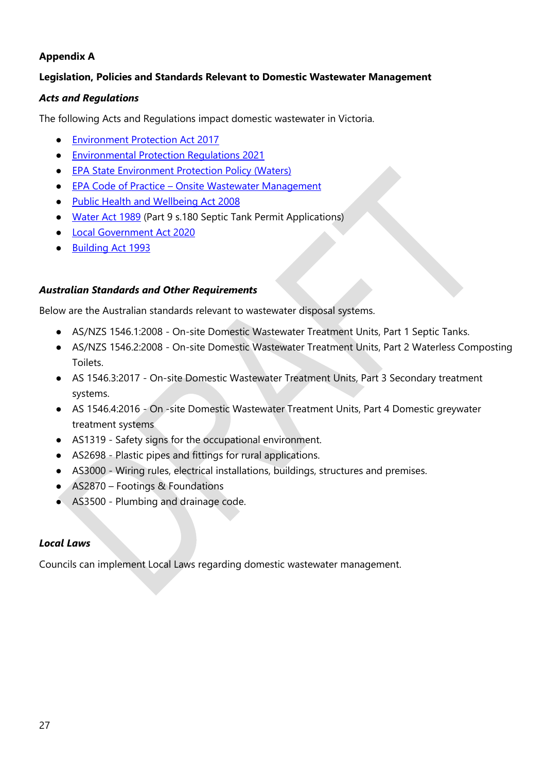**Appendix A**

**Legislation, Policies and Standards Relevant to Domestic Wastewater Management**

***Acts and Regulations***

The following Acts and Regulations impact domestic wastewater in Victoria.

- Environment Protection Act 2017
- Environmental Protection Regulations 2021
- EPA State Environment Protection Policy (Waters)
- EPA Code of Practice – Onsite Wastewater Management
- Public Health and Wellbeing Act 2008
- Water Act 1989 (Part 9 s.180 Septic Tank Permit Applications)
- Local Government Act 2020
- Building Act 1993

***Australian Standards and Other Requirements***

Below are the Australian standards relevant to wastewater disposal systems.

- AS/NZS 1546.1:2008 - On-site Domestic Wastewater Treatment Units, Part 1 Septic Tanks.
- AS/NZS 1546.2:2008 - On-site Domestic Wastewater Treatment Units, Part 2 Waterless Composting Toilets.
- AS 1546.3:2017 - On-site Domestic Wastewater Treatment Units, Part 3 Secondary treatment systems.
- AS 1546.4:2016 - On -site Domestic Wastewater Treatment Units, Part 4 Domestic greywater treatment systems
- AS1319 - Safety signs for the occupational environment.
- AS2698 - Plastic pipes and fittings for rural applications.
- AS3000 - Wiring rules, electrical installations, buildings, structures and premises.
- AS2870 – Footings & Foundations
- AS3500 - Plumbing and drainage code.

***Local Laws***

Councils can implement Local Laws regarding domestic wastewater management.